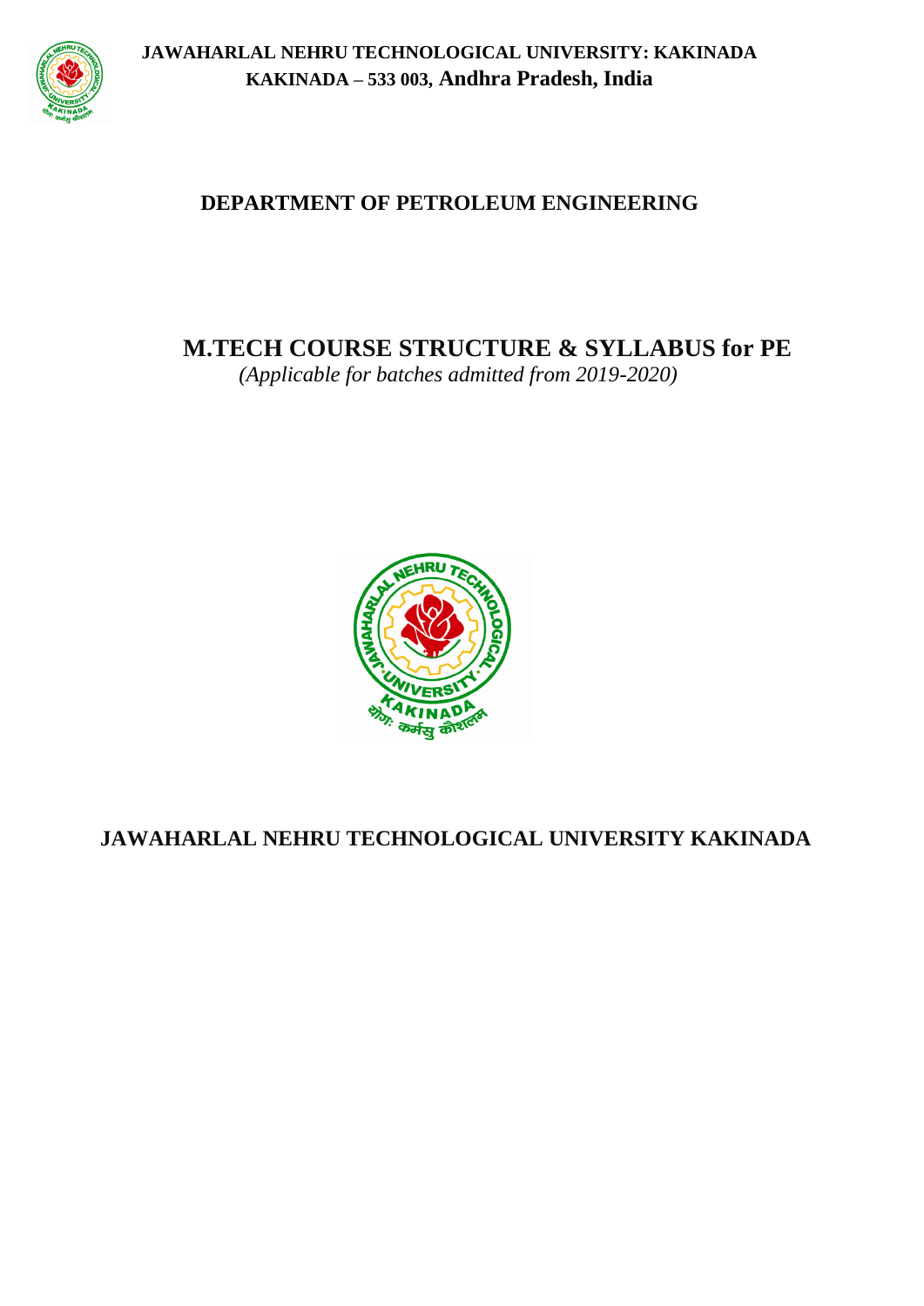**JAWAHARLAL NEHRU TECHNOLOGICAL UNIVERSITY: KAKINADA**
**KAKINADA – 533 003, Andhra Pradesh, India**

## DEPARTMENT OF PETROLEUM ENGINEERING

# M.TECH COURSE STRUCTURE & SYLLABUS for PE

*(Applicable for batches admitted from 2019-2020)*

## JAWAHARLAL NEHRU TECHNOLOGICAL UNIVERSITY KAKINADA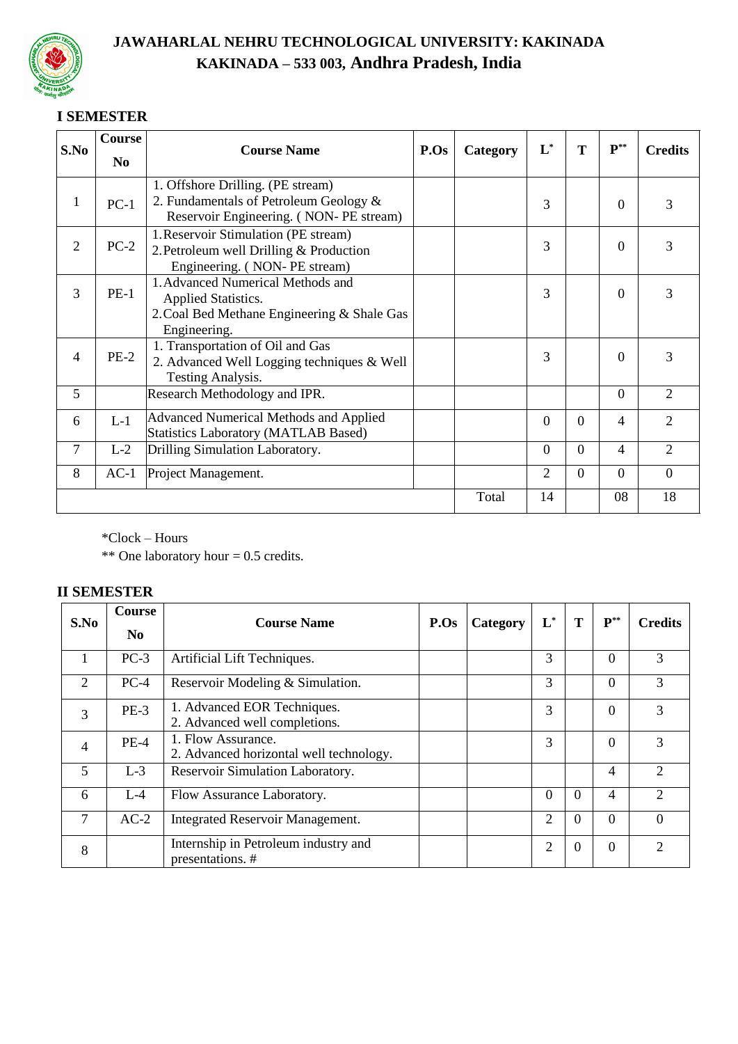# JAWAHARLAL NEHRU TECHNOLOGICAL UNIVERSITY: KAKINADA

## KAKINADA – 533 003, Andhra Pradesh, India

### I SEMESTER

| S.No | Course No | Course Name | P.Os | Category | L* | T | P** | Credits |
|---|---|---|---|---|---|---|---|---|
| 1 | PC-1 | 1. Offshore Drilling. (PE stream)<br>2. Fundamentals of Petroleum Geology & Reservoir Engineering. ( NON- PE stream) | | | 3 | | 0 | 3 |
| 2 | PC-2 | 1. Reservoir Stimulation (PE stream)<br>2. Petroleum well Drilling & Production Engineering. ( NON- PE stream) | | | 3 | | 0 | 3 |
| 3 | PE-1 | 1. Advanced Numerical Methods and Applied Statistics.<br>2. Coal Bed Methane Engineering & Shale Gas Engineering. | | | 3 | | 0 | 3 |
| 4 | PE-2 | 1. Transportation of Oil and Gas<br>2. Advanced Well Logging techniques & Well Testing Analysis. | | | 3 | | 0 | 3 |
| 5 | | Research Methodology and IPR. | | | | | 0 | 2 |
| 6 | L-1 | Advanced Numerical Methods and Applied Statistics Laboratory (MATLAB Based) | | | 0 | 0 | 4 | 2 |
| 7 | L-2 | Drilling Simulation Laboratory. | | | 0 | 0 | 4 | 2 |
| 8 | AC-1 | Project Management. | | | 2 | 0 | 0 | 0 |
| | | | | Total | 14 | | 08 | 18 |

*Clock – Hours

** One laboratory hour = 0.5 credits.

### II SEMESTER

| S.No | Course No | Course Name | P.Os | Category | L* | T | P** | Credits |
|---|---|---|---|---|---|---|---|---|
| 1 | PC-3 | Artificial Lift Techniques. | | | 3 | | 0 | 3 |
| 2 | PC-4 | Reservoir Modeling & Simulation. | | | 3 | | 0 | 3 |
| 3 | PE-3 | 1. Advanced EOR Techniques.<br>2. Advanced well completions. | | | 3 | | 0 | 3 |
| 4 | PE-4 | 1. Flow Assurance.<br>2. Advanced horizontal well technology. | | | 3 | | 0 | 3 |
| 5 | L-3 | Reservoir Simulation Laboratory. | | | | | 4 | 2 |
| 6 | L-4 | Flow Assurance Laboratory. | | | 0 | 0 | 4 | 2 |
| 7 | AC-2 | Integrated Reservoir Management. | | | 2 | 0 | 0 | 0 |
| 8 | | Internship in Petroleum industry and presentations. # | | | 2 | 0 | 0 | 2 |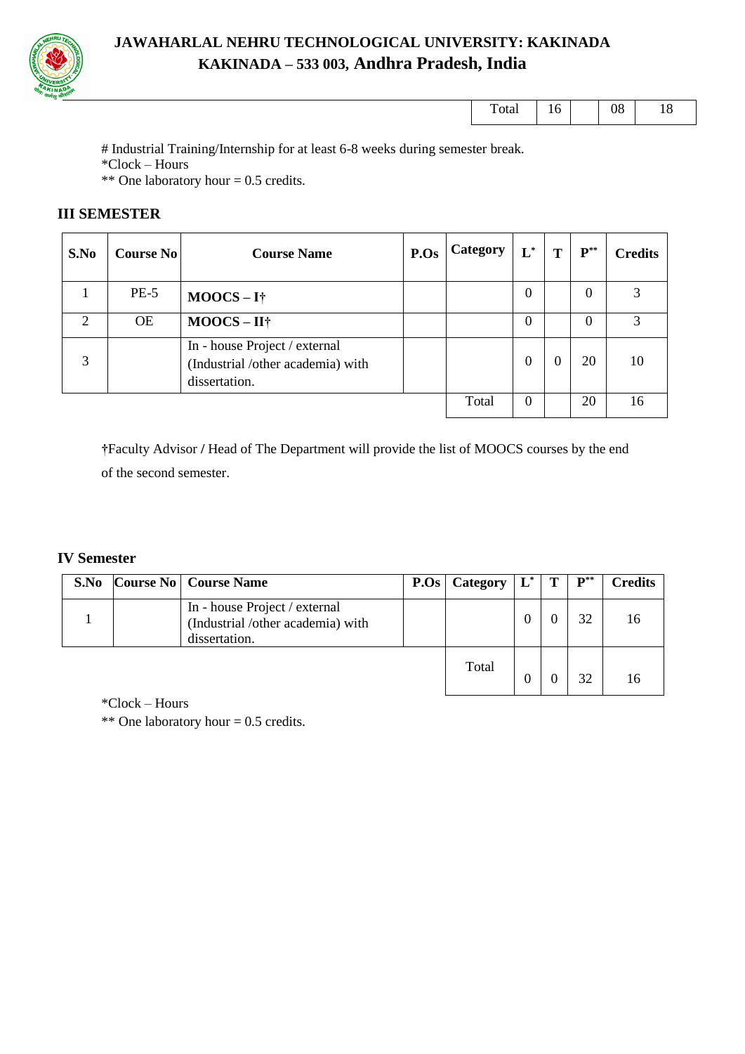| Total | 16 | | 08 | 18 |
|---|---|---|---|---|

# Industrial Training/Internship for at least 6-8 weeks during semester break.
*Clock – Hours
** One laboratory hour = 0.5 credits.

## III SEMESTER

| S.No | Course No | Course Name | P.Os | Category | L* | T | P** | Credits |
|---|---|---|---|---|---|---|---|---|
| 1 | PE-5 | **MOOCS – I†** | | | 0 | | 0 | 3 |
| 2 | OE | **MOOCS – II†** | | | 0 | | 0 | 3 |
| 3 | | In - house Project / external (Industrial /other academia) with dissertation. | | | 0 | 0 | 20 | 10 |
| | | | | Total | 0 | | 20 | 16 |

†Faculty Advisor / Head of The Department will provide the list of MOOCS courses by the end of the second semester.

## IV Semester

| S.No | Course No | Course Name | P.Os | Category | L* | T | P** | Credits |
|---|---|---|---|---|---|---|---|---|
| 1 | | In - house Project / external (Industrial /other academia) with dissertation. | | | 0 | 0 | 32 | 16 |
| | | | | Total | 0 | 0 | 32 | 16 |

*Clock – Hours
** One laboratory hour = 0.5 credits.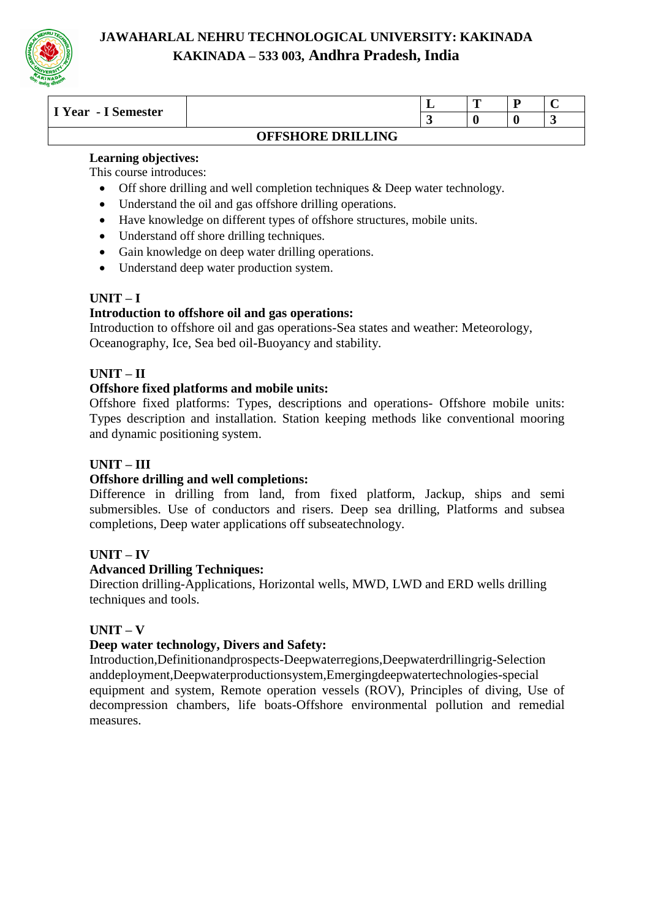**JAWAHARLAL NEHRU TECHNOLOGICAL UNIVERSITY: KAKINADA**
**KAKINADA – 533 003, Andhra Pradesh, India**

| I Year - I Semester | | L | T | P | C |
|---|---|---|---|---|---|
| | | 3 | 0 | 0 | 3 |

## OFFSHORE DRILLING

**Learning objectives:**
This course introduces:

- Off shore drilling and well completion techniques & Deep water technology.
- Understand the oil and gas offshore drilling operations.
- Have knowledge on different types of offshore structures, mobile units.
- Understand off shore drilling techniques.
- Gain knowledge on deep water drilling operations.
- Understand deep water production system.

### UNIT – I

**Introduction to offshore oil and gas operations:**
Introduction to offshore oil and gas operations-Sea states and weather: Meteorology, Oceanography, Ice, Sea bed oil-Buoyancy and stability.

### UNIT – II

**Offshore fixed platforms and mobile units:**
Offshore fixed platforms: Types, descriptions and operations- Offshore mobile units: Types description and installation. Station keeping methods like conventional mooring and dynamic positioning system.

### UNIT – III

**Offshore drilling and well completions:**
Difference in drilling from land, from fixed platform, Jackup, ships and semi submersibles. Use of conductors and risers. Deep sea drilling, Platforms and subsea completions, Deep water applications off subseatechnology.

### UNIT – IV

**Advanced Drilling Techniques:**
Direction drilling-Applications, Horizontal wells, MWD, LWD and ERD wells drilling techniques and tools.

### UNIT – V

**Deep water technology, Divers and Safety:**
Introduction,Definitionandprospects-Deepwaterregions,Deepwaterdrillingrig-Selection anddeployment,Deepwaterproductionsystem,Emergingdeepwatertechnologies-special equipment and system, Remote operation vessels (ROV), Principles of diving, Use of decompression chambers, life boats-Offshore environmental pollution and remedial measures.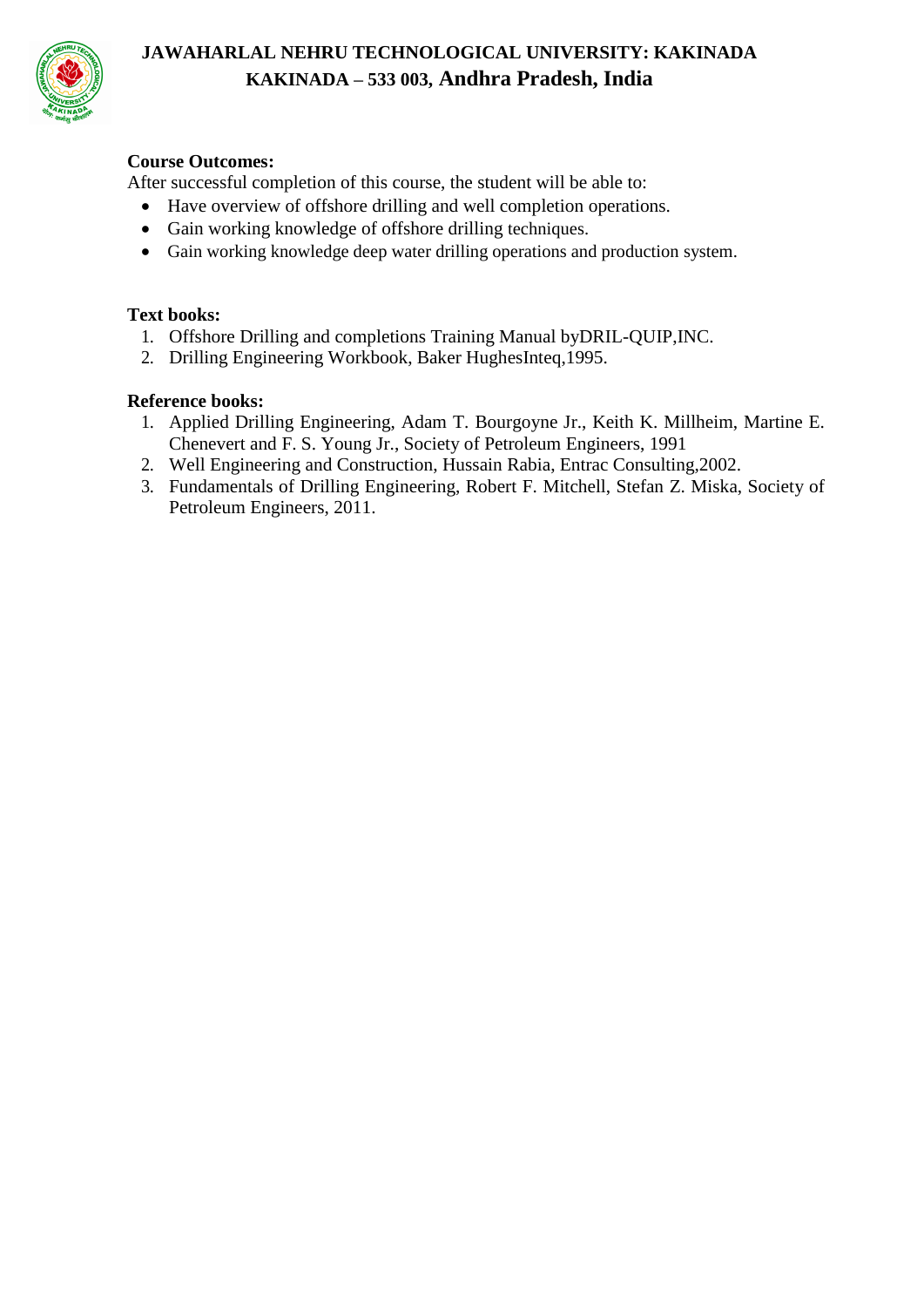**Course Outcomes:**

After successful completion of this course, the student will be able to:

- Have overview of offshore drilling and well completion operations.
- Gain working knowledge of offshore drilling techniques.
- Gain working knowledge deep water drilling operations and production system.

**Text books:**

1. Offshore Drilling and completions Training Manual byDRIL-QUIP,INC.
2. Drilling Engineering Workbook, Baker HughesInteq,1995.

**Reference books:**

1. Applied Drilling Engineering, Adam T. Bourgoyne Jr., Keith K. Millheim, Martine E. Chenevert and F. S. Young Jr., Society of Petroleum Engineers, 1991
2. Well Engineering and Construction, Hussain Rabia, Entrac Consulting,2002.
3. Fundamentals of Drilling Engineering, Robert F. Mitchell, Stefan Z. Miska, Society of Petroleum Engineers, 2011.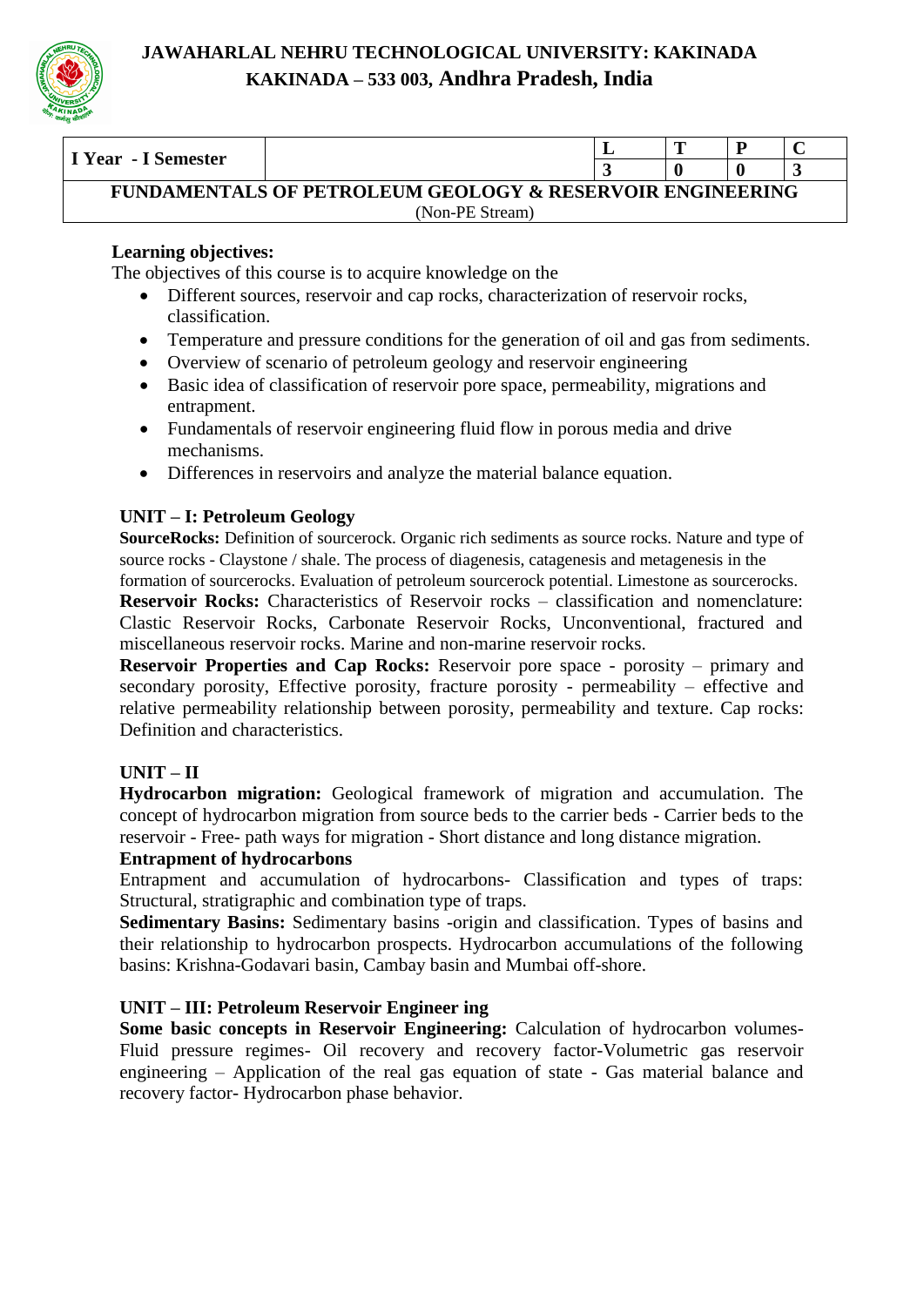# JAWAHARLAL NEHRU TECHNOLOGICAL UNIVERSITY: KAKINADA
## KAKINADA – 533 003, Andhra Pradesh, India

| I Year - I Semester | | L | T | P | C |
|---|---|---|---|---|---|
| | | 3 | 0 | 0 | 3 |

**FUNDAMENTALS OF PETROLEUM GEOLOGY & RESERVOIR ENGINEERING**
(Non-PE Stream)

**Learning objectives:**

The objectives of this course is to acquire knowledge on the

- Different sources, reservoir and cap rocks, characterization of reservoir rocks, classification.
- Temperature and pressure conditions for the generation of oil and gas from sediments.
- Overview of scenario of petroleum geology and reservoir engineering
- Basic idea of classification of reservoir pore space, permeability, migrations and entrapment.
- Fundamentals of reservoir engineering fluid flow in porous media and drive mechanisms.
- Differences in reservoirs and analyze the material balance equation.

### UNIT – I: Petroleum Geology

**SourceRocks:** Definition of sourcerock. Organic rich sediments as source rocks. Nature and type of source rocks - Claystone / shale. The process of diagenesis, catagenesis and metagenesis in the formation of sourcerocks. Evaluation of petroleum sourcerock potential. Limestone as sourcerocks.

**Reservoir Rocks:** Characteristics of Reservoir rocks – classification and nomenclature: Clastic Reservoir Rocks, Carbonate Reservoir Rocks, Unconventional, fractured and miscellaneous reservoir rocks. Marine and non-marine reservoir rocks.

**Reservoir Properties and Cap Rocks:** Reservoir pore space - porosity – primary and secondary porosity, Effective porosity, fracture porosity - permeability – effective and relative permeability relationship between porosity, permeability and texture. Cap rocks: Definition and characteristics.

### UNIT – II

**Hydrocarbon migration:** Geological framework of migration and accumulation. The concept of hydrocarbon migration from source beds to the carrier beds - Carrier beds to the reservoir - Free- path ways for migration - Short distance and long distance migration.

**Entrapment of hydrocarbons**

Entrapment and accumulation of hydrocarbons- Classification and types of traps: Structural, stratigraphic and combination type of traps.

**Sedimentary Basins:** Sedimentary basins -origin and classification. Types of basins and their relationship to hydrocarbon prospects. Hydrocarbon accumulations of the following basins: Krishna-Godavari basin, Cambay basin and Mumbai off-shore.

### UNIT – III: Petroleum Reservoir Engineer ing

**Some basic concepts in Reservoir Engineering:** Calculation of hydrocarbon volumes- Fluid pressure regimes- Oil recovery and recovery factor-Volumetric gas reservoir engineering – Application of the real gas equation of state - Gas material balance and recovery factor- Hydrocarbon phase behavior.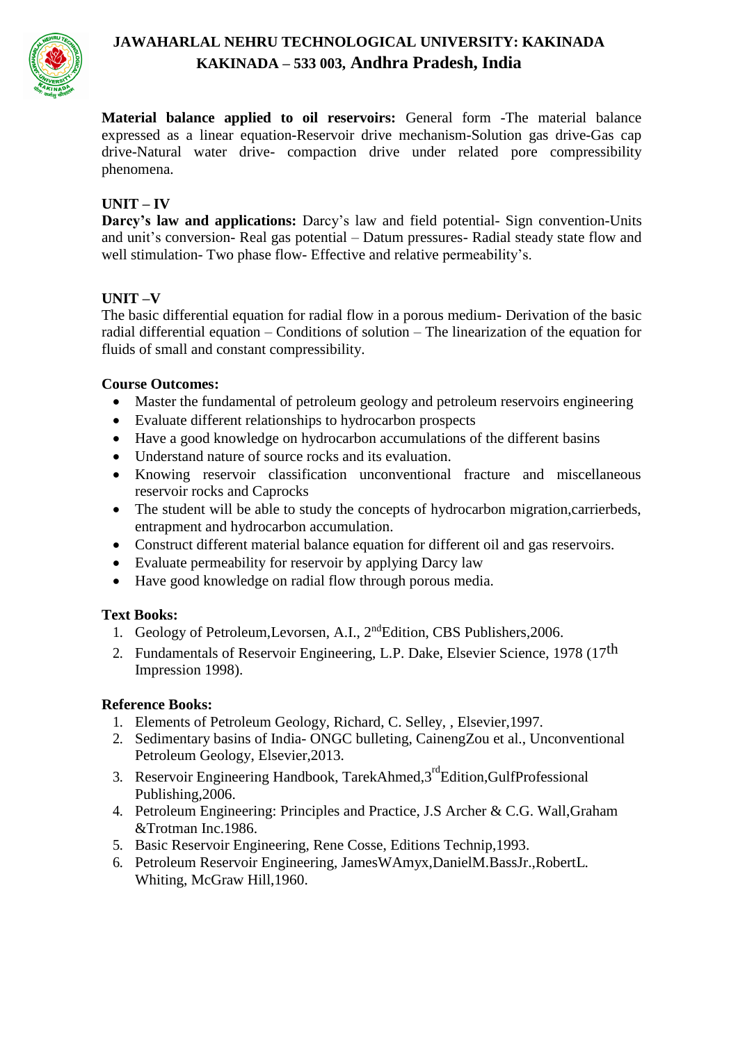**Material balance applied to oil reservoirs:** General form -The material balance expressed as a linear equation-Reservoir drive mechanism-Solution gas drive-Gas cap drive-Natural water drive- compaction drive under related pore compressibility phenomena.

**UNIT – IV**

**Darcy's law and applications:** Darcy's law and field potential- Sign convention-Units and unit's conversion- Real gas potential – Datum pressures- Radial steady state flow and well stimulation- Two phase flow- Effective and relative permeability's.

**UNIT –V**

The basic differential equation for radial flow in a porous medium- Derivation of the basic radial differential equation – Conditions of solution – The linearization of the equation for fluids of small and constant compressibility.

**Course Outcomes:**

- Master the fundamental of petroleum geology and petroleum reservoirs engineering
- Evaluate different relationships to hydrocarbon prospects
- Have a good knowledge on hydrocarbon accumulations of the different basins
- Understand nature of source rocks and its evaluation.
- Knowing reservoir classification unconventional fracture and miscellaneous reservoir rocks and Caprocks
- The student will be able to study the concepts of hydrocarbon migration,carrierbeds, entrapment and hydrocarbon accumulation.
- Construct different material balance equation for different oil and gas reservoirs.
- Evaluate permeability for reservoir by applying Darcy law
- Have good knowledge on radial flow through porous media.

**Text Books:**

1. Geology of Petroleum,Levorsen, A.I., 2nd Edition, CBS Publishers,2006.
2. Fundamentals of Reservoir Engineering, L.P. Dake, Elsevier Science, 1978 (17th Impression 1998).

**Reference Books:**

1. Elements of Petroleum Geology, Richard, C. Selley, , Elsevier,1997.
2. Sedimentary basins of India- ONGC bulleting, CainengZou et al., Unconventional Petroleum Geology, Elsevier,2013.
3. Reservoir Engineering Handbook, TarekAhmed,3rd Edition,GulfProfessional Publishing,2006.
4. Petroleum Engineering: Principles and Practice, J.S Archer & C.G. Wall,Graham &Trotman Inc.1986.
5. Basic Reservoir Engineering, Rene Cosse, Editions Technip,1993.
6. Petroleum Reservoir Engineering, JamesWAmyx,DanielM.BassJr.,RobertL. Whiting, McGraw Hill,1960.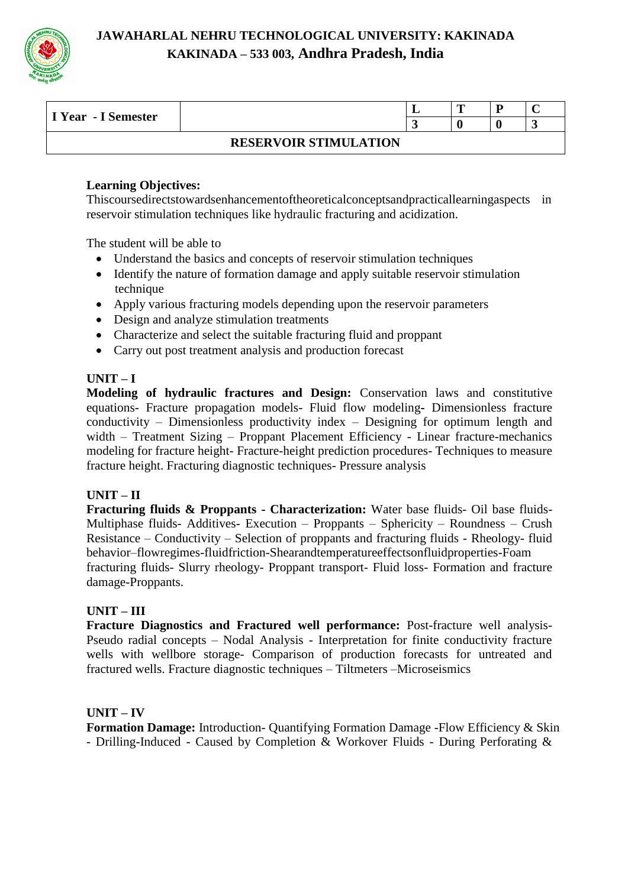# JAWAHARLAL NEHRU TECHNOLOGICAL UNIVERSITY: KAKINADA
## KAKINADA – 533 003, Andhra Pradesh, India

| I Year - I Semester | | L | T | P | C |
|---|---|---|---|---|---|
| | | 3 | 0 | 0 | 3 |
| **RESERVOIR STIMULATION** | | | | | |

**Learning Objectives:**
Thiscoursedirectstowardsenhancementoftheoreticalconceptsandpracticallearningaspects in reservoir stimulation techniques like hydraulic fracturing and acidization.

The student will be able to

- Understand the basics and concepts of reservoir stimulation techniques
- Identify the nature of formation damage and apply suitable reservoir stimulation technique
- Apply various fracturing models depending upon the reservoir parameters
- Design and analyze stimulation treatments
- Characterize and select the suitable fracturing fluid and proppant
- Carry out post treatment analysis and production forecast

**UNIT – I**
**Modeling of hydraulic fractures and Design:** Conservation laws and constitutive equations- Fracture propagation models- Fluid flow modeling- Dimensionless fracture conductivity – Dimensionless productivity index – Designing for optimum length and width – Treatment Sizing – Proppant Placement Efficiency - Linear fracture-mechanics modeling for fracture height- Fracture-height prediction procedures- Techniques to measure fracture height. Fracturing diagnostic techniques- Pressure analysis

**UNIT – II**
**Fracturing fluids & Proppants - Characterization:** Water base fluids- Oil base fluids- Multiphase fluids- Additives- Execution – Proppants – Sphericity – Roundness – Crush Resistance – Conductivity – Selection of proppants and fracturing fluids - Rheology- fluid behavior–flowregimes-fluidfriction-Shearandtemperatureeffectsonfluidproperties-Foam fracturing fluids- Slurry rheology- Proppant transport- Fluid loss- Formation and fracture damage-Proppants.

**UNIT – III**
**Fracture Diagnostics and Fractured well performance:** Post-fracture well analysis- Pseudo radial concepts – Nodal Analysis - Interpretation for finite conductivity fracture wells with wellbore storage- Comparison of production forecasts for untreated and fractured wells. Fracture diagnostic techniques – Tiltmeters –Microseismics

**UNIT – IV**
**Formation Damage:** Introduction- Quantifying Formation Damage -Flow Efficiency & Skin - Drilling-Induced - Caused by Completion & Workover Fluids - During Perforating &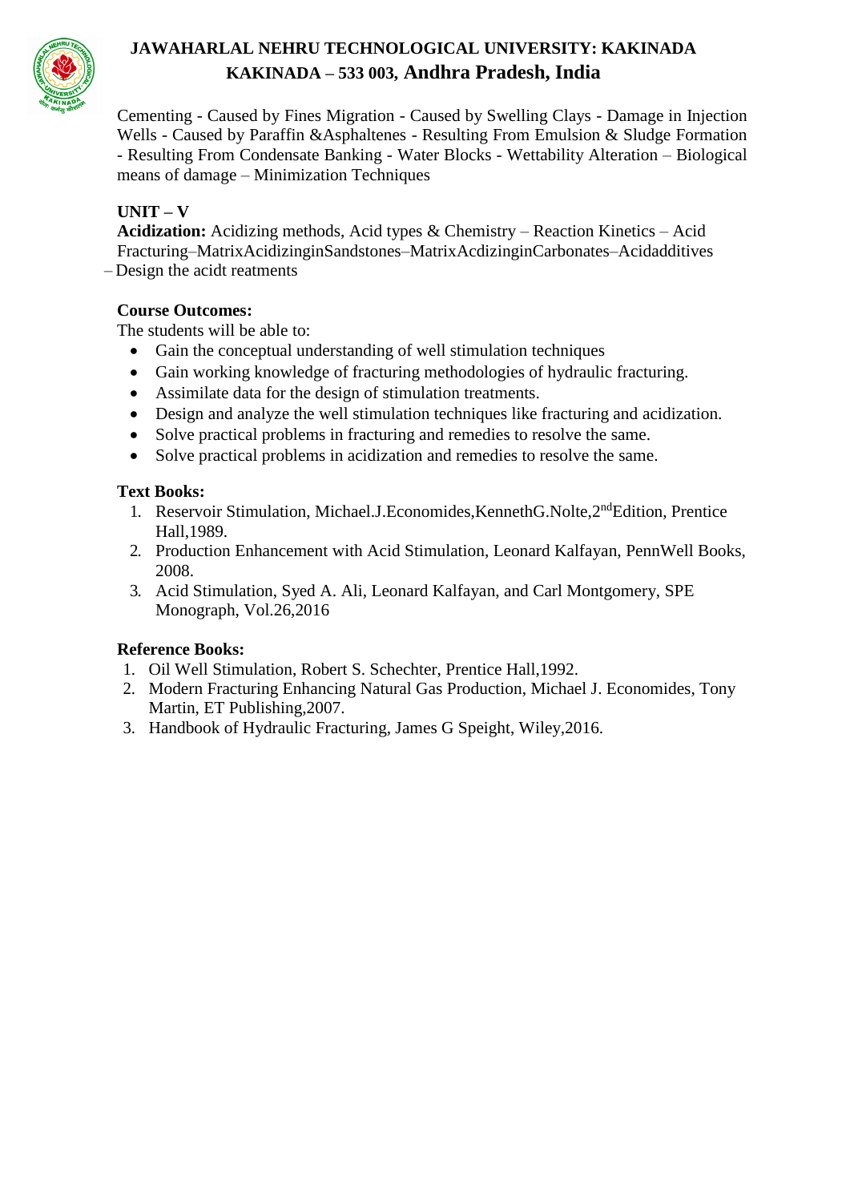Cementing - Caused by Fines Migration - Caused by Swelling Clays - Damage in Injection Wells - Caused by Paraffin &Asphaltenes - Resulting From Emulsion & Sludge Formation - Resulting From Condensate Banking - Water Blocks - Wettability Alteration – Biological means of damage – Minimization Techniques

**UNIT – V**

**Acidization:** Acidizing methods, Acid types & Chemistry – Reaction Kinetics – Acid Fracturing–MatrixAcidizinginSandstones–MatrixAcdizinginCarbonates–Acidadditives – Design the acidt reatments

**Course Outcomes:**

The students will be able to:

- Gain the conceptual understanding of well stimulation techniques
- Gain working knowledge of fracturing methodologies of hydraulic fracturing.
- Assimilate data for the design of stimulation treatments.
- Design and analyze the well stimulation techniques like fracturing and acidization.
- Solve practical problems in fracturing and remedies to resolve the same.
- Solve practical problems in acidization and remedies to resolve the same.

**Text Books:**

1. Reservoir Stimulation, Michael.J.Economides,KennethG.Nolte,2nd Edition, Prentice Hall,1989.
2. Production Enhancement with Acid Stimulation, Leonard Kalfayan, PennWell Books, 2008.
3. Acid Stimulation, Syed A. Ali, Leonard Kalfayan, and Carl Montgomery, SPE Monograph, Vol.26,2016

**Reference Books:**

1. Oil Well Stimulation, Robert S. Schechter, Prentice Hall,1992.
2. Modern Fracturing Enhancing Natural Gas Production, Michael J. Economides, Tony Martin, ET Publishing,2007.
3. Handbook of Hydraulic Fracturing, James G Speight, Wiley,2016.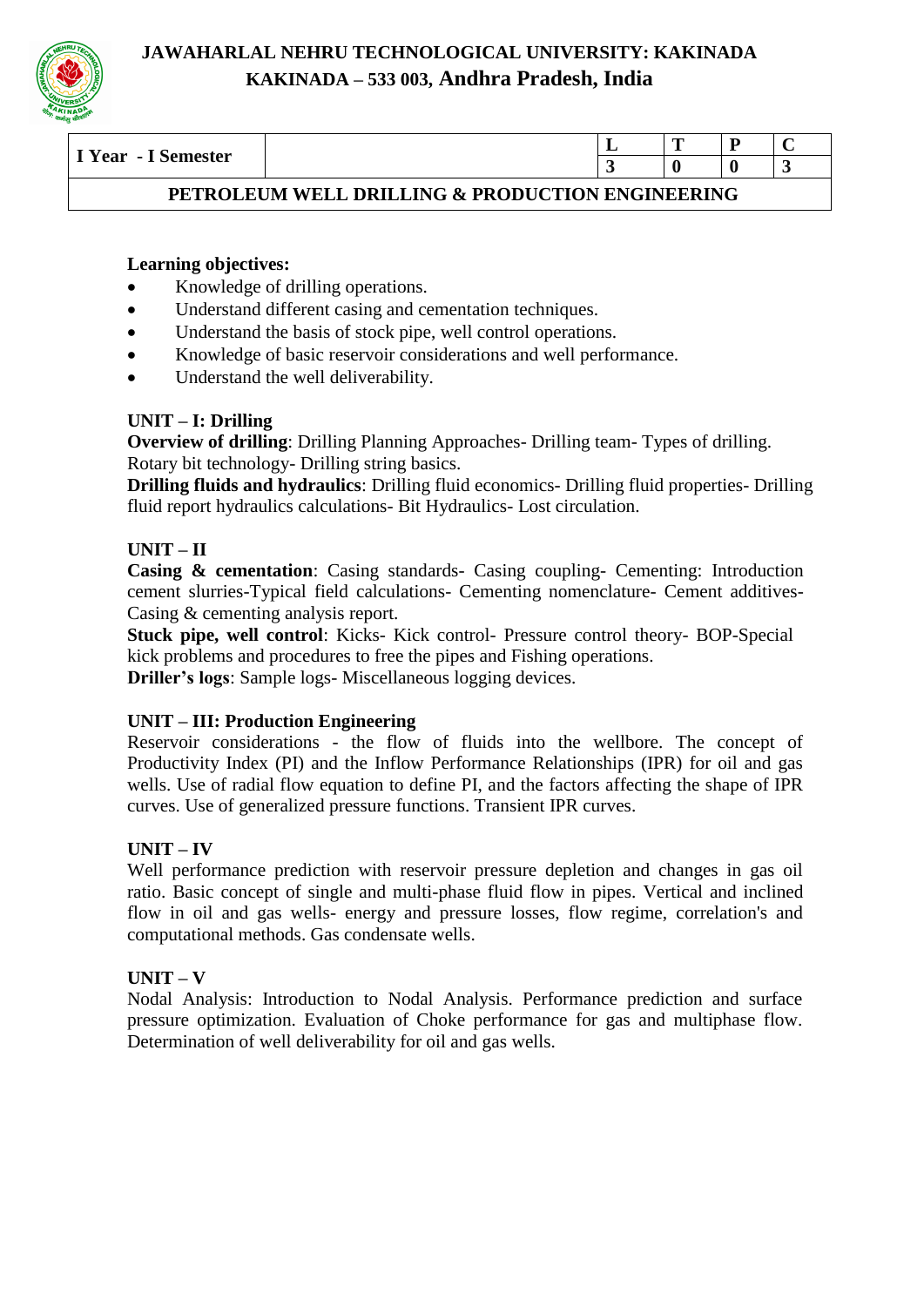# JAWAHARLAL NEHRU TECHNOLOGICAL UNIVERSITY: KAKINADA
## KAKINADA – 533 003, Andhra Pradesh, India

| I Year - I Semester | | L | T | P | C |
|---|---|---|---|---|---|
| | | 3 | 0 | 0 | 3 |

**PETROLEUM WELL DRILLING & PRODUCTION ENGINEERING**

**Learning objectives:**

- Knowledge of drilling operations.
- Understand different casing and cementation techniques.
- Understand the basis of stock pipe, well control operations.
- Knowledge of basic reservoir considerations and well performance.
- Understand the well deliverability.

**UNIT – I: Drilling**

**Overview of drilling**: Drilling Planning Approaches- Drilling team- Types of drilling. Rotary bit technology- Drilling string basics.

**Drilling fluids and hydraulics**: Drilling fluid economics- Drilling fluid properties- Drilling fluid report hydraulics calculations- Bit Hydraulics- Lost circulation.

**UNIT – II**

**Casing & cementation**: Casing standards- Casing coupling- Cementing: Introduction cement slurries-Typical field calculations- Cementing nomenclature- Cement additives- Casing & cementing analysis report.

**Stuck pipe, well control**: Kicks- Kick control- Pressure control theory- BOP-Special kick problems and procedures to free the pipes and Fishing operations.

**Driller's logs**: Sample logs- Miscellaneous logging devices.

**UNIT – III: Production Engineering**

Reservoir considerations - the flow of fluids into the wellbore. The concept of Productivity Index (PI) and the Inflow Performance Relationships (IPR) for oil and gas wells. Use of radial flow equation to define PI, and the factors affecting the shape of IPR curves. Use of generalized pressure functions. Transient IPR curves.

**UNIT – IV**

Well performance prediction with reservoir pressure depletion and changes in gas oil ratio. Basic concept of single and multi-phase fluid flow in pipes. Vertical and inclined flow in oil and gas wells- energy and pressure losses, flow regime, correlation's and computational methods. Gas condensate wells.

**UNIT – V**

Nodal Analysis: Introduction to Nodal Analysis. Performance prediction and surface pressure optimization. Evaluation of Choke performance for gas and multiphase flow. Determination of well deliverability for oil and gas wells.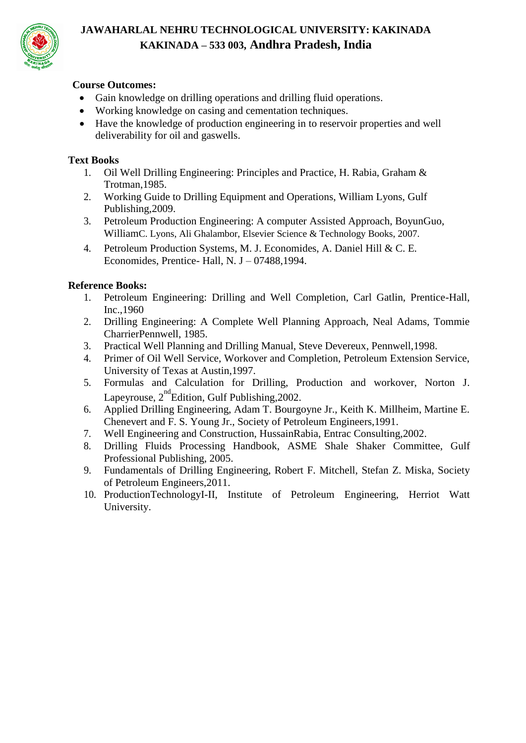**Course Outcomes:**

- Gain knowledge on drilling operations and drilling fluid operations.
- Working knowledge on casing and cementation techniques.
- Have the knowledge of production engineering in to reservoir properties and well deliverability for oil and gaswells.

**Text Books**

1. Oil Well Drilling Engineering: Principles and Practice, H. Rabia, Graham & Trotman,1985.
2. Working Guide to Drilling Equipment and Operations, William Lyons, Gulf Publishing,2009.
3. Petroleum Production Engineering: A computer Assisted Approach, BoyunGuo, WilliamC. Lyons, Ali Ghalambor, Elsevier Science & Technology Books, 2007.
4. Petroleum Production Systems, M. J. Economides, A. Daniel Hill & C. E. Economides, Prentice- Hall, N. J – 07488,1994.

**Reference Books:**

1. Petroleum Engineering: Drilling and Well Completion, Carl Gatlin, Prentice-Hall, Inc.,1960
2. Drilling Engineering: A Complete Well Planning Approach, Neal Adams, Tommie CharrierPennwell, 1985.
3. Practical Well Planning and Drilling Manual, Steve Devereux, Pennwell,1998.
4. Primer of Oil Well Service, Workover and Completion, Petroleum Extension Service, University of Texas at Austin,1997.
5. Formulas and Calculation for Drilling, Production and workover, Norton J. Lapeyrouse, 2nd Edition, Gulf Publishing,2002.
6. Applied Drilling Engineering, Adam T. Bourgoyne Jr., Keith K. Millheim, Martine E. Chenevert and F. S. Young Jr., Society of Petroleum Engineers,1991.
7. Well Engineering and Construction, HussainRabia, Entrac Consulting,2002.
8. Drilling Fluids Processing Handbook, ASME Shale Shaker Committee, Gulf Professional Publishing, 2005.
9. Fundamentals of Drilling Engineering, Robert F. Mitchell, Stefan Z. Miska, Society of Petroleum Engineers,2011.
10. ProductionTechnologyI-II, Institute of Petroleum Engineering, Herriot Watt University.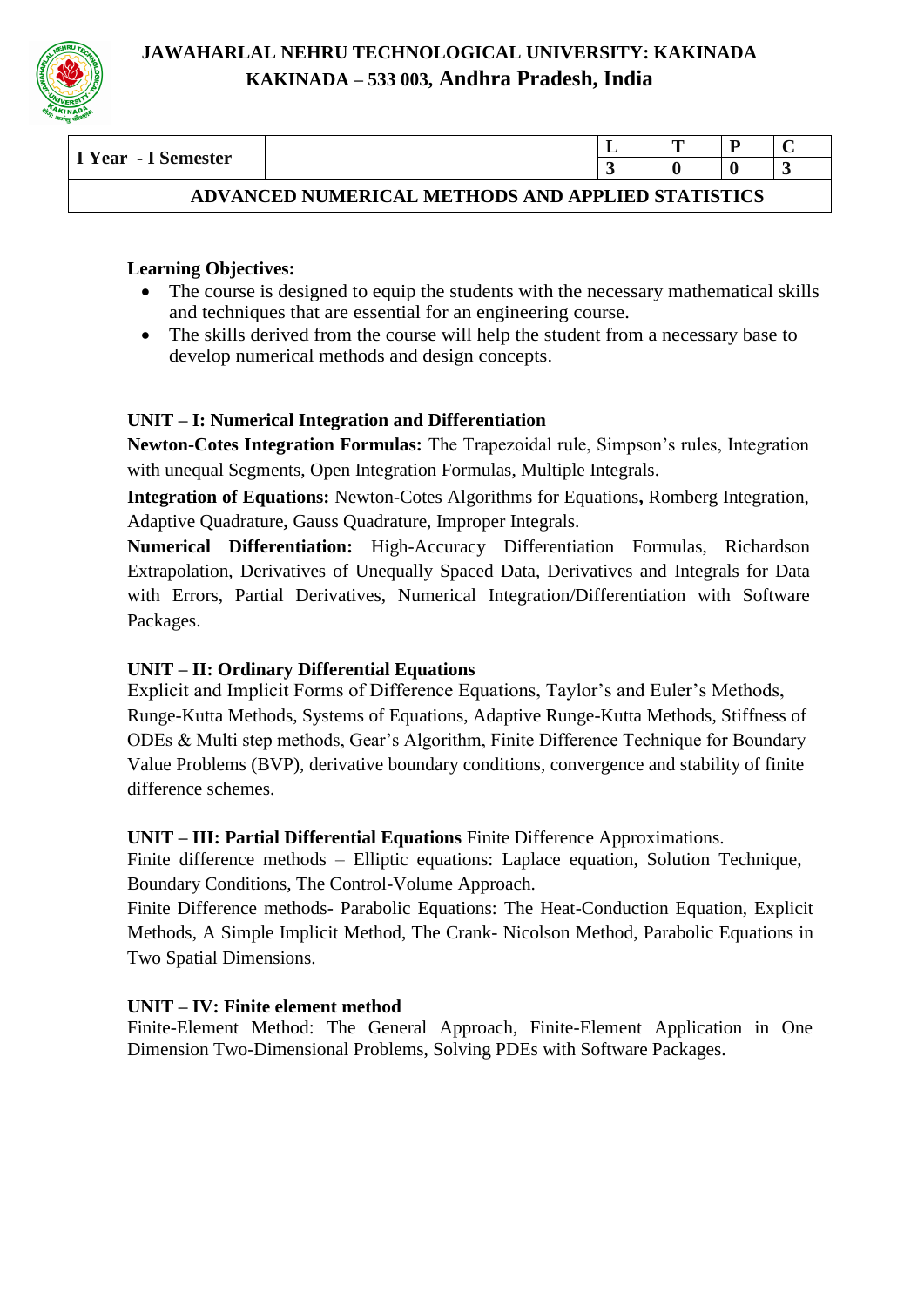# JAWAHARLAL NEHRU TECHNOLOGICAL UNIVERSITY: KAKINADA
## KAKINADA – 533 003, Andhra Pradesh, India

| I Year - I Semester | | L | T | P | C |
|---|---|---|---|---|---|
| | | 3 | 0 | 0 | 3 |
| **ADVANCED NUMERICAL METHODS AND APPLIED STATISTICS** | | | | | |

**Learning Objectives:**

- The course is designed to equip the students with the necessary mathematical skills and techniques that are essential for an engineering course.
- The skills derived from the course will help the student from a necessary base to develop numerical methods and design concepts.

**UNIT – I: Numerical Integration and Differentiation**

**Newton-Cotes Integration Formulas:** The Trapezoidal rule, Simpson's rules, Integration with unequal Segments, Open Integration Formulas, Multiple Integrals.

**Integration of Equations:** Newton-Cotes Algorithms for Equations**,** Romberg Integration, Adaptive Quadrature**,** Gauss Quadrature, Improper Integrals.

**Numerical Differentiation:** High-Accuracy Differentiation Formulas, Richardson Extrapolation, Derivatives of Unequally Spaced Data, Derivatives and Integrals for Data with Errors, Partial Derivatives, Numerical Integration/Differentiation with Software Packages.

**UNIT – II: Ordinary Differential Equations**

Explicit and Implicit Forms of Difference Equations, Taylor's and Euler's Methods, Runge-Kutta Methods, Systems of Equations, Adaptive Runge-Kutta Methods, Stiffness of ODEs & Multi step methods, Gear's Algorithm, Finite Difference Technique for Boundary Value Problems (BVP), derivative boundary conditions, convergence and stability of finite difference schemes.

**UNIT – III: Partial Differential Equations** Finite Difference Approximations.

Finite difference methods – Elliptic equations: Laplace equation, Solution Technique, Boundary Conditions, The Control-Volume Approach.

Finite Difference methods- Parabolic Equations: The Heat-Conduction Equation, Explicit Methods, A Simple Implicit Method, The Crank- Nicolson Method, Parabolic Equations in Two Spatial Dimensions.

**UNIT – IV: Finite element method**

Finite-Element Method: The General Approach, Finite-Element Application in One Dimension Two-Dimensional Problems, Solving PDEs with Software Packages.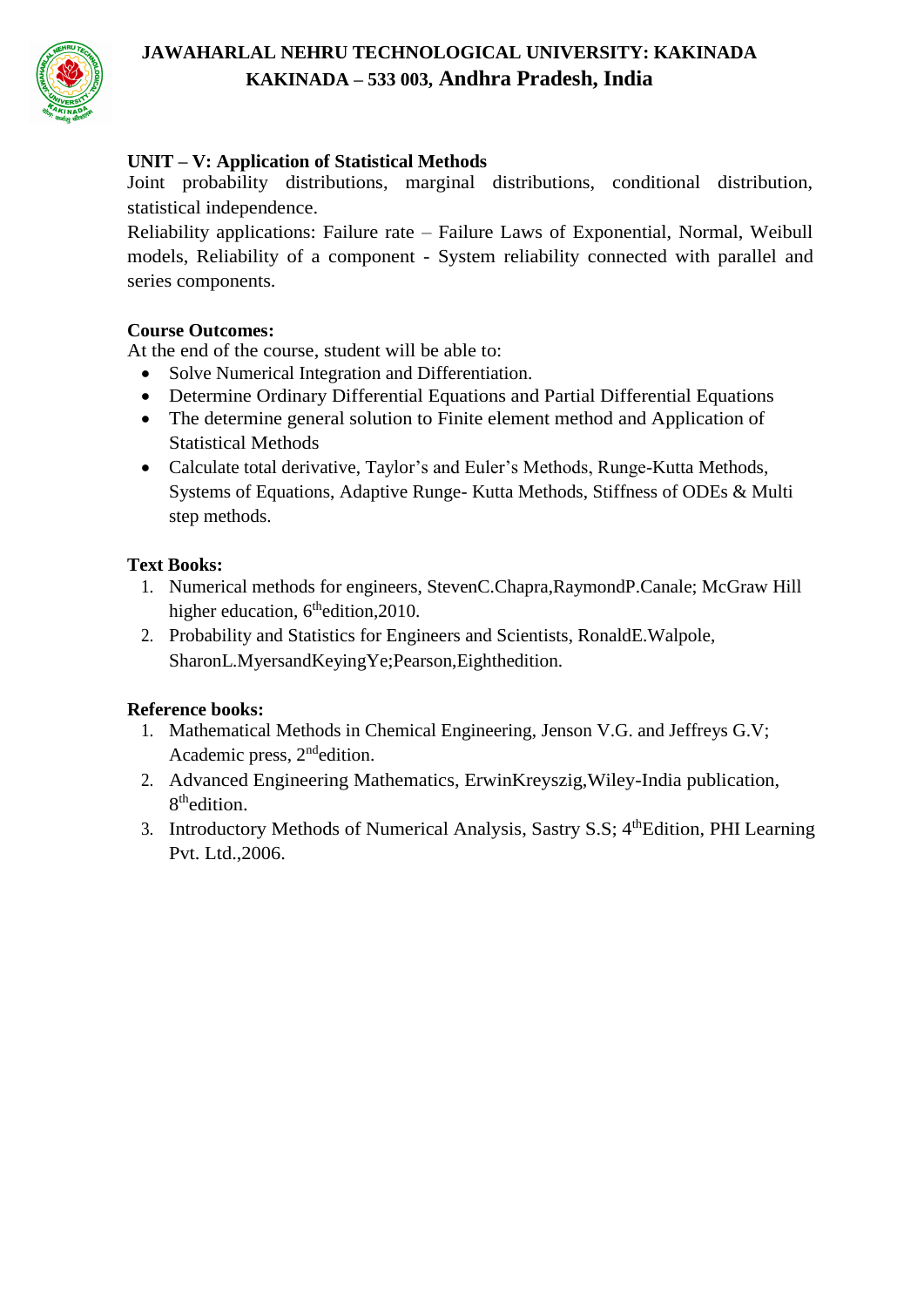**UNIT – V: Application of Statistical Methods**

Joint probability distributions, marginal distributions, conditional distribution, statistical independence.

Reliability applications: Failure rate – Failure Laws of Exponential, Normal, Weibull models, Reliability of a component - System reliability connected with parallel and series components.

**Course Outcomes:**

At the end of the course, student will be able to:

- Solve Numerical Integration and Differentiation.
- Determine Ordinary Differential Equations and Partial Differential Equations
- The determine general solution to Finite element method and Application of Statistical Methods
- Calculate total derivative, Taylor's and Euler's Methods, Runge-Kutta Methods, Systems of Equations, Adaptive Runge- Kutta Methods, Stiffness of ODEs & Multi step methods.

**Text Books:**

1. Numerical methods for engineers, StevenC.Chapra,RaymondP.Canale; McGraw Hill higher education, 6thedition,2010.
2. Probability and Statistics for Engineers and Scientists, RonaldE.Walpole, SharonL.MyersandKeyingYe;Pearson,Eighthedition.

**Reference books:**

1. Mathematical Methods in Chemical Engineering, Jenson V.G. and Jeffreys G.V; Academic press, 2ndedition.
2. Advanced Engineering Mathematics, ErwinKreyszig,Wiley-India publication, 8thedition.
3. Introductory Methods of Numerical Analysis, Sastry S.S; 4thEdition, PHI Learning Pvt. Ltd.,2006.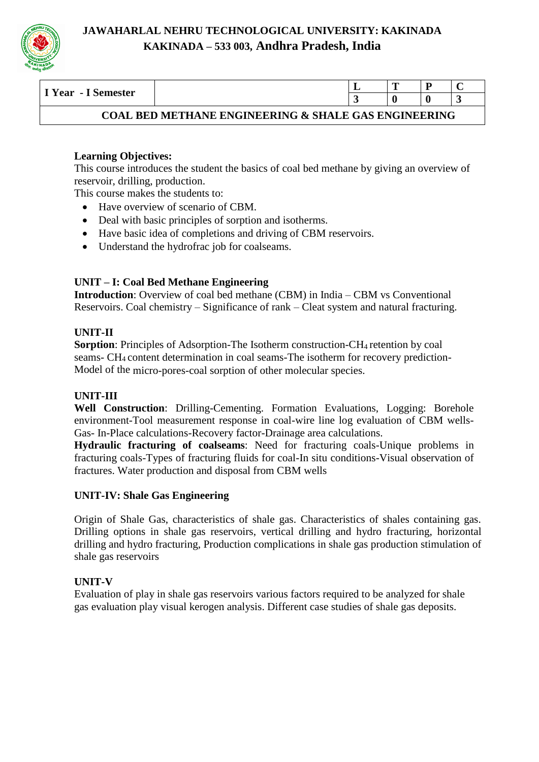**JAWAHARLAL NEHRU TECHNOLOGICAL UNIVERSITY: KAKINADA**
**KAKINADA – 533 003, Andhra Pradesh, India**

| I Year - I Semester | | L | T | P | C |
|---|---|---|---|---|---|
| | | 3 | 0 | 0 | 3 |
| **COAL BED METHANE ENGINEERING & SHALE GAS ENGINEERING** | | | | | |

**Learning Objectives:**

This course introduces the student the basics of coal bed methane by giving an overview of reservoir, drilling, production.

This course makes the students to:

- Have overview of scenario of CBM.
- Deal with basic principles of sorption and isotherms.
- Have basic idea of completions and driving of CBM reservoirs.
- Understand the hydrofrac job for coalseams.

**UNIT – I: Coal Bed Methane Engineering**

**Introduction**: Overview of coal bed methane (CBM) in India – CBM vs Conventional Reservoirs. Coal chemistry – Significance of rank – Cleat system and natural fracturing.

**UNIT-II**

**Sorption**: Principles of Adsorption-The Isotherm construction-$CH_4$ retention by coal seams- $CH_4$ content determination in coal seams-The isotherm for recovery prediction-Model of the micro-pores-coal sorption of other molecular species.

**UNIT-III**

**Well Construction**: Drilling-Cementing. Formation Evaluations, Logging: Borehole environment-Tool measurement response in coal-wire line log evaluation of CBM wells-Gas- In-Place calculations-Recovery factor-Drainage area calculations.

**Hydraulic fracturing of coalseams**: Need for fracturing coals-Unique problems in fracturing coals-Types of fracturing fluids for coal-In situ conditions-Visual observation of fractures. Water production and disposal from CBM wells

**UNIT-IV: Shale Gas Engineering**

Origin of Shale Gas, characteristics of shale gas. Characteristics of shales containing gas. Drilling options in shale gas reservoirs, vertical drilling and hydro fracturing, horizontal drilling and hydro fracturing, Production complications in shale gas production stimulation of shale gas reservoirs

**UNIT-V**

Evaluation of play in shale gas reservoirs various factors required to be analyzed for shale gas evaluation play visual kerogen analysis. Different case studies of shale gas deposits.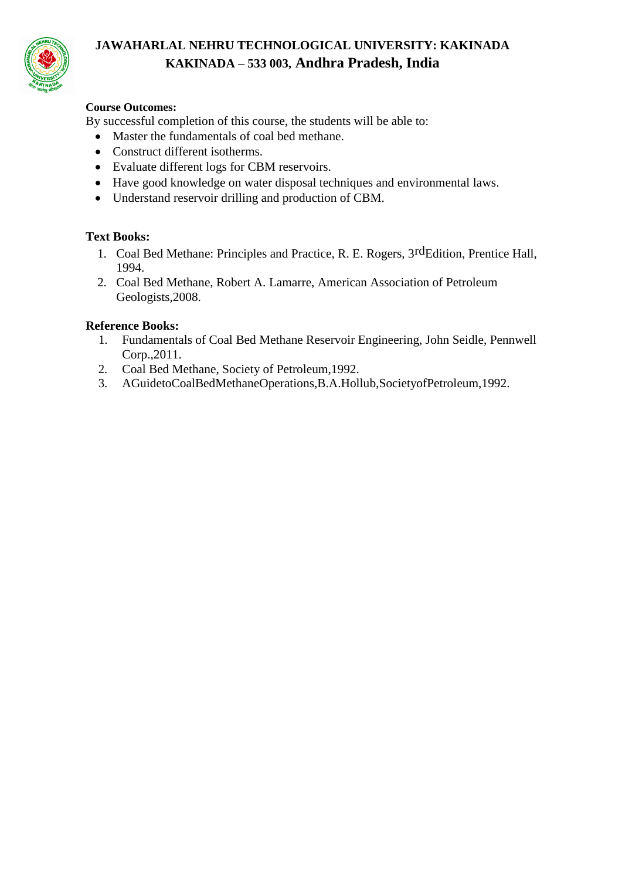**Course Outcomes:**

By successful completion of this course, the students will be able to:

- Master the fundamentals of coal bed methane.
- Construct different isotherms.
- Evaluate different logs for CBM reservoirs.
- Have good knowledge on water disposal techniques and environmental laws.
- Understand reservoir drilling and production of CBM.

**Text Books:**

1. Coal Bed Methane: Principles and Practice, R. E. Rogers, 3rdEdition, Prentice Hall, 1994.
2. Coal Bed Methane, Robert A. Lamarre, American Association of Petroleum Geologists,2008.

**Reference Books:**

1. Fundamentals of Coal Bed Methane Reservoir Engineering, John Seidle, Pennwell Corp.,2011.
2. Coal Bed Methane, Society of Petroleum,1992.
3. AGuidetoCoalBedMethaneOperations,B.A.Hollub,SocietyofPetroleum,1992.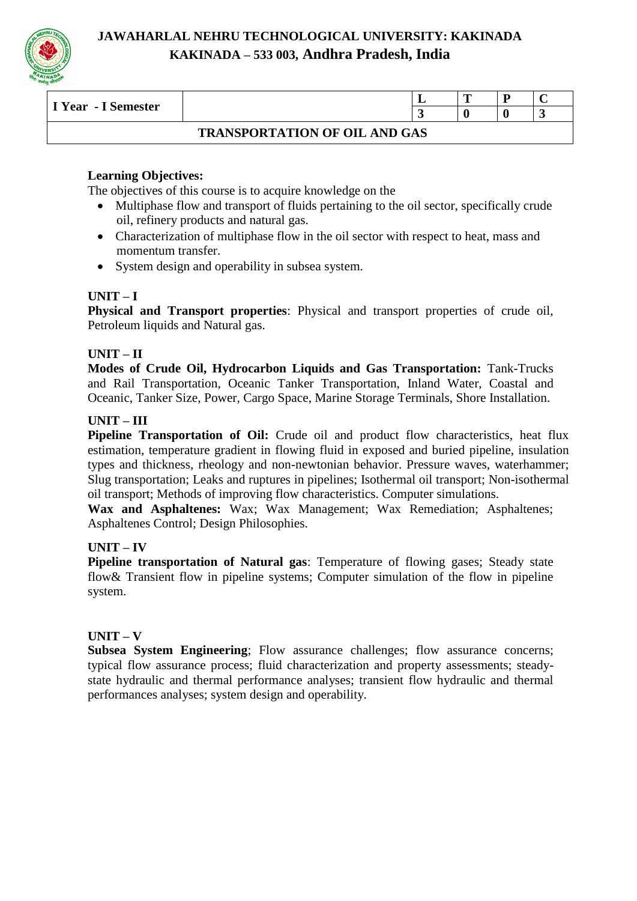**JAWAHARLAL NEHRU TECHNOLOGICAL UNIVERSITY: KAKINADA**
**KAKINADA – 533 003, Andhra Pradesh, India**

| I Year - I Semester | | L | T | P | C |
|---|---|---|---|---|---|
| | | 3 | 0 | 0 | 3 |

**TRANSPORTATION OF OIL AND GAS**

**Learning Objectives:**

The objectives of this course is to acquire knowledge on the

- Multiphase flow and transport of fluids pertaining to the oil sector, specifically crude oil, refinery products and natural gas.
- Characterization of multiphase flow in the oil sector with respect to heat, mass and momentum transfer.
- System design and operability in subsea system.

**UNIT – I**

**Physical and Transport properties**: Physical and transport properties of crude oil, Petroleum liquids and Natural gas.

**UNIT – II**

**Modes of Crude Oil, Hydrocarbon Liquids and Gas Transportation:** Tank-Trucks and Rail Transportation, Oceanic Tanker Transportation, Inland Water, Coastal and Oceanic, Tanker Size, Power, Cargo Space, Marine Storage Terminals, Shore Installation.

**UNIT – III**

**Pipeline Transportation of Oil:** Crude oil and product flow characteristics, heat flux estimation, temperature gradient in flowing fluid in exposed and buried pipeline, insulation types and thickness, rheology and non-newtonian behavior. Pressure waves, waterhammer; Slug transportation; Leaks and ruptures in pipelines; Isothermal oil transport; Non-isothermal oil transport; Methods of improving flow characteristics. Computer simulations.

**Wax and Asphaltenes:** Wax; Wax Management; Wax Remediation; Asphaltenes; Asphaltenes Control; Design Philosophies.

**UNIT – IV**

**Pipeline transportation of Natural gas**: Temperature of flowing gases; Steady state flow& Transient flow in pipeline systems; Computer simulation of the flow in pipeline system.

**UNIT – V**

**Subsea System Engineering**; Flow assurance challenges; flow assurance concerns; typical flow assurance process; fluid characterization and property assessments; steady-state hydraulic and thermal performance analyses; transient flow hydraulic and thermal performances analyses; system design and operability.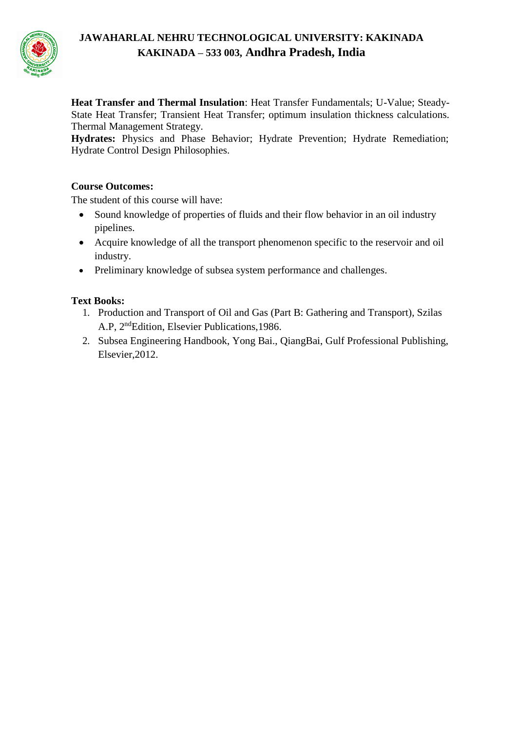**Heat Transfer and Thermal Insulation**: Heat Transfer Fundamentals; U-Value; Steady-State Heat Transfer; Transient Heat Transfer; optimum insulation thickness calculations. Thermal Management Strategy.

**Hydrates:** Physics and Phase Behavior; Hydrate Prevention; Hydrate Remediation; Hydrate Control Design Philosophies.

**Course Outcomes:**

The student of this course will have:

- Sound knowledge of properties of fluids and their flow behavior in an oil industry pipelines.
- Acquire knowledge of all the transport phenomenon specific to the reservoir and oil industry.
- Preliminary knowledge of subsea system performance and challenges.

**Text Books:**

1. Production and Transport of Oil and Gas (Part B: Gathering and Transport), Szilas A.P, 2nd Edition, Elsevier Publications,1986.
2. Subsea Engineering Handbook, Yong Bai., QiangBai, Gulf Professional Publishing, Elsevier,2012.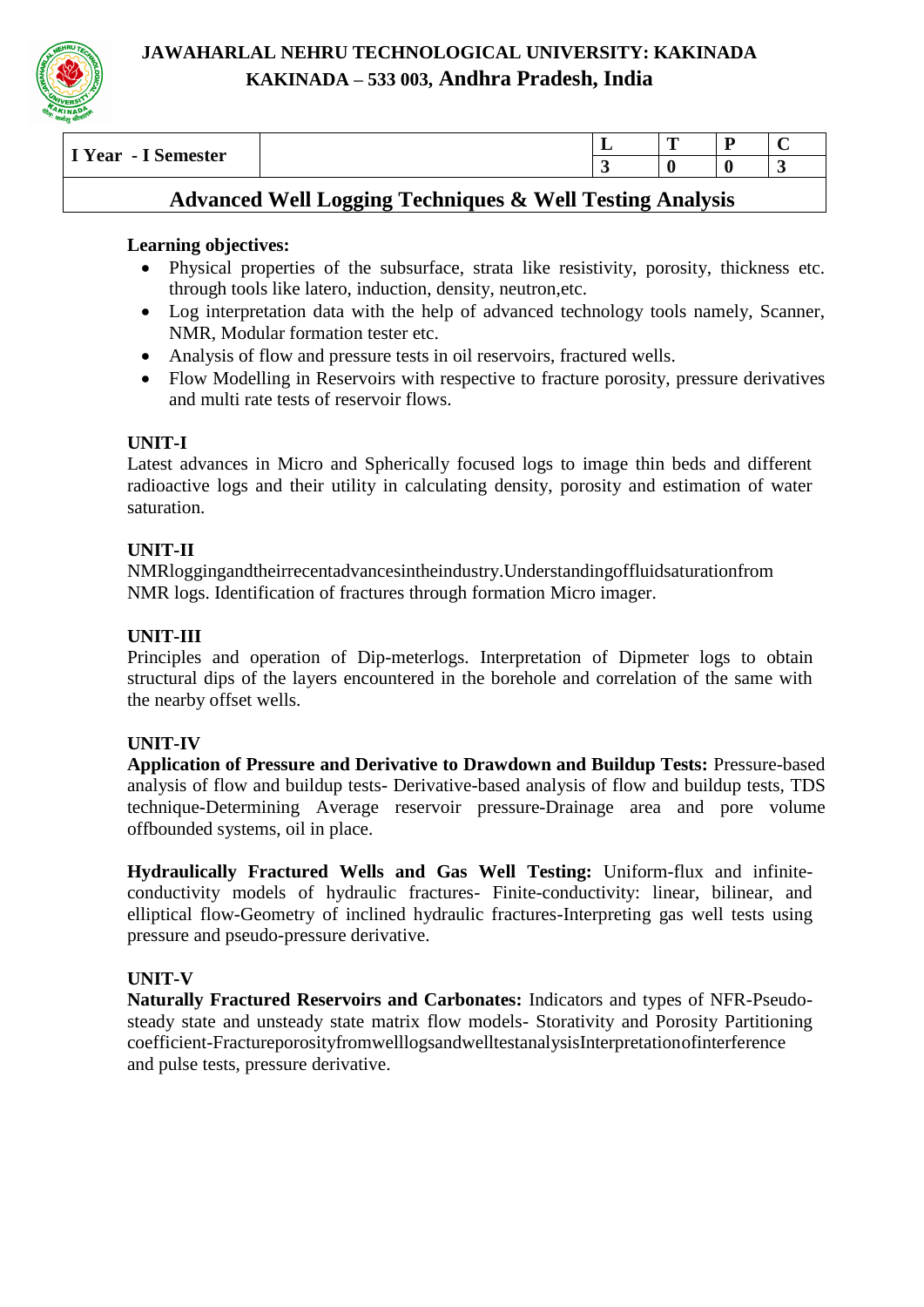**JAWAHARLAL NEHRU TECHNOLOGICAL UNIVERSITY: KAKINADA**
**KAKINADA – 533 003, Andhra Pradesh, India**

| I Year - I Semester | | L | T | P | C |
|---|---|---|---|---|---|
| | | 3 | 0 | 0 | 3 |

## Advanced Well Logging Techniques & Well Testing Analysis

**Learning objectives:**

- Physical properties of the subsurface, strata like resistivity, porosity, thickness etc. through tools like latero, induction, density, neutron,etc.
- Log interpretation data with the help of advanced technology tools namely, Scanner, NMR, Modular formation tester etc.
- Analysis of flow and pressure tests in oil reservoirs, fractured wells.
- Flow Modelling in Reservoirs with respective to fracture porosity, pressure derivatives and multi rate tests of reservoir flows.

### UNIT-I

Latest advances in Micro and Spherically focused logs to image thin beds and different radioactive logs and their utility in calculating density, porosity and estimation of water saturation.

### UNIT-II

NMRloggingandtheirrecentadvancesintheindustry.Understandingoffluidsaturationfrom NMR logs. Identification of fractures through formation Micro imager.

### UNIT-III

Principles and operation of Dip-meterlogs. Interpretation of Dipmeter logs to obtain structural dips of the layers encountered in the borehole and correlation of the same with the nearby offset wells.

### UNIT-IV

**Application of Pressure and Derivative to Drawdown and Buildup Tests:** Pressure-based analysis of flow and buildup tests- Derivative-based analysis of flow and buildup tests, TDS technique-Determining Average reservoir pressure-Drainage area and pore volume offbounded systems, oil in place.

**Hydraulically Fractured Wells and Gas Well Testing:** Uniform-flux and infinite-conductivity models of hydraulic fractures- Finite-conductivity: linear, bilinear, and elliptical flow-Geometry of inclined hydraulic fractures-Interpreting gas well tests using pressure and pseudo-pressure derivative.

### UNIT-V

**Naturally Fractured Reservoirs and Carbonates:** Indicators and types of NFR-Pseudo-steady state and unsteady state matrix flow models- Storativity and Porosity Partitioning coefficient-FractureporosityfromwelllogsandwelltestanalysisInterpretationofinterference and pulse tests, pressure derivative.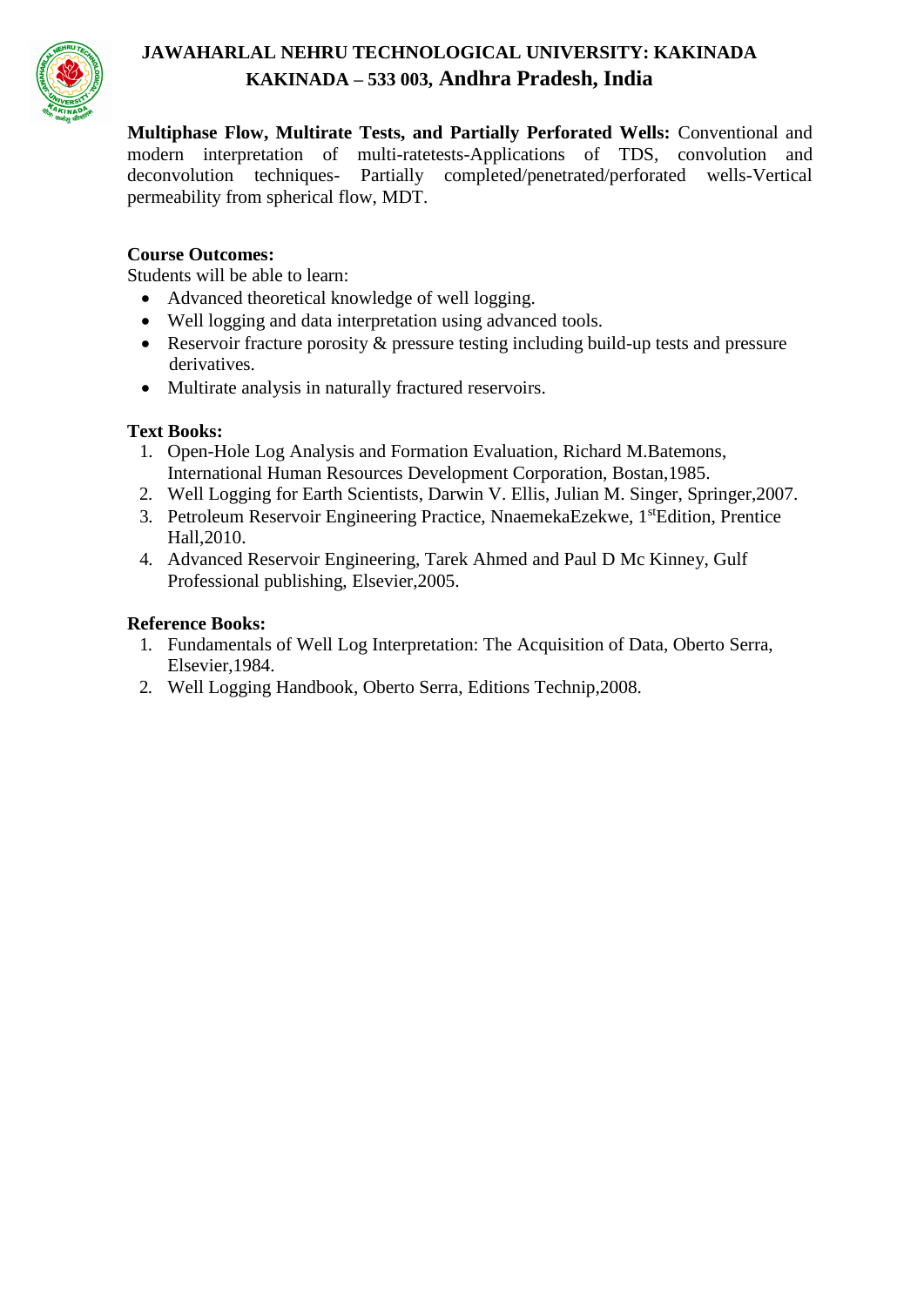**Multiphase Flow, Multirate Tests, and Partially Perforated Wells:** Conventional and modern interpretation of multi-ratetests-Applications of TDS, convolution and deconvolution techniques- Partially completed/penetrated/perforated wells-Vertical permeability from spherical flow, MDT.

**Course Outcomes:**

Students will be able to learn:

- Advanced theoretical knowledge of well logging.
- Well logging and data interpretation using advanced tools.
- Reservoir fracture porosity & pressure testing including build-up tests and pressure derivatives.
- Multirate analysis in naturally fractured reservoirs.

**Text Books:**

1. Open-Hole Log Analysis and Formation Evaluation, Richard M.Batemons, International Human Resources Development Corporation, Bostan,1985.
2. Well Logging for Earth Scientists, Darwin V. Ellis, Julian M. Singer, Springer,2007.
3. Petroleum Reservoir Engineering Practice, NnaemekaEzekwe, 1st Edition, Prentice Hall,2010.
4. Advanced Reservoir Engineering, Tarek Ahmed and Paul D Mc Kinney, Gulf Professional publishing, Elsevier,2005.

**Reference Books:**

1. Fundamentals of Well Log Interpretation: The Acquisition of Data, Oberto Serra, Elsevier,1984.
2. Well Logging Handbook, Oberto Serra, Editions Technip,2008.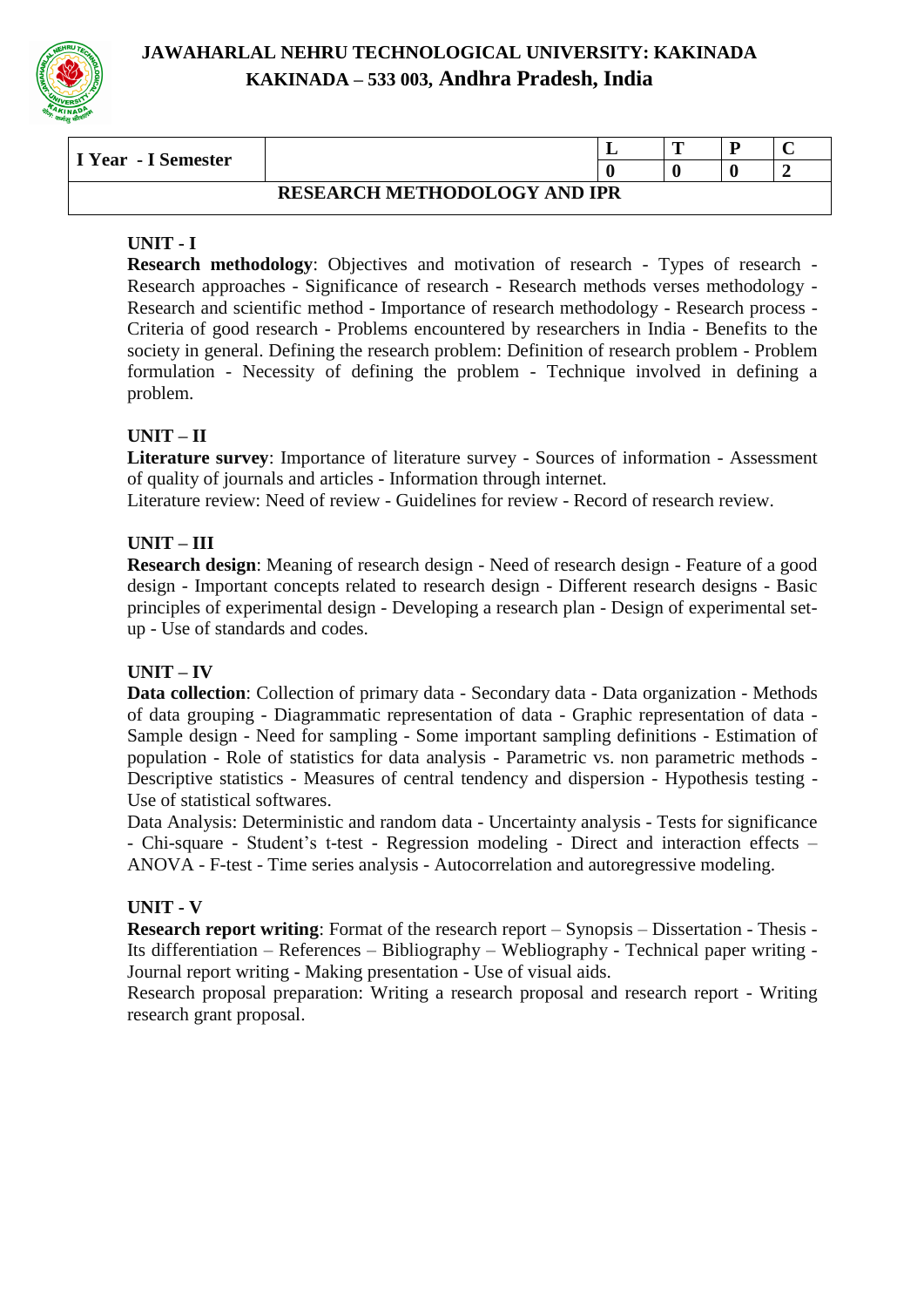# JAWAHARLAL NEHRU TECHNOLOGICAL UNIVERSITY: KAKINADA
## KAKINADA – 533 003, Andhra Pradesh, India

| I Year - I Semester | | L | T | P | C |
|---|---|---|---|---|---|
| | | 0 | 0 | 0 | 2 |
| RESEARCH METHODOLOGY AND IPR | | | | | |

### UNIT - I

**Research methodology**: Objectives and motivation of research - Types of research - Research approaches - Significance of research - Research methods verses methodology - Research and scientific method - Importance of research methodology - Research process - Criteria of good research - Problems encountered by researchers in India - Benefits to the society in general. Defining the research problem: Definition of research problem - Problem formulation - Necessity of defining the problem - Technique involved in defining a problem.

### UNIT – II

**Literature survey**: Importance of literature survey - Sources of information - Assessment of quality of journals and articles - Information through internet.

Literature review: Need of review - Guidelines for review - Record of research review.

### UNIT – III

**Research design**: Meaning of research design - Need of research design - Feature of a good design - Important concepts related to research design - Different research designs - Basic principles of experimental design - Developing a research plan - Design of experimental set-up - Use of standards and codes.

### UNIT – IV

**Data collection**: Collection of primary data - Secondary data - Data organization - Methods of data grouping - Diagrammatic representation of data - Graphic representation of data - Sample design - Need for sampling - Some important sampling definitions - Estimation of population - Role of statistics for data analysis - Parametric vs. non parametric methods - Descriptive statistics - Measures of central tendency and dispersion - Hypothesis testing - Use of statistical softwares.

Data Analysis: Deterministic and random data - Uncertainty analysis - Tests for significance - Chi-square - Student's t-test - Regression modeling - Direct and interaction effects – ANOVA - F-test - Time series analysis - Autocorrelation and autoregressive modeling.

### UNIT - V

**Research report writing**: Format of the research report – Synopsis – Dissertation - Thesis - Its differentiation – References – Bibliography – Webliography - Technical paper writing - Journal report writing - Making presentation - Use of visual aids.

Research proposal preparation: Writing a research proposal and research report - Writing research grant proposal.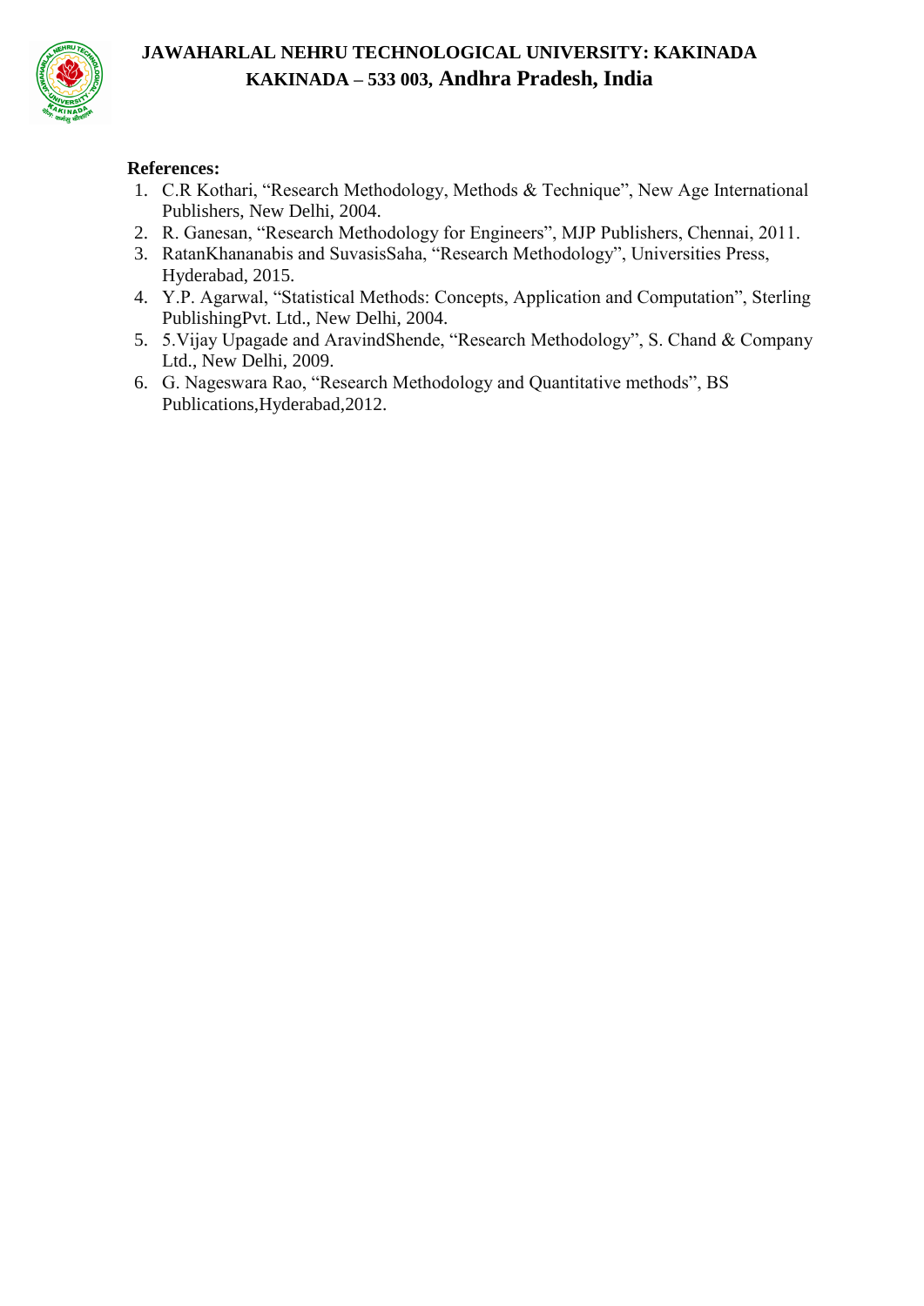**References:**

1. C.R Kothari, "Research Methodology, Methods & Technique", New Age International Publishers, New Delhi, 2004.
2. R. Ganesan, "Research Methodology for Engineers", MJP Publishers, Chennai, 2011.
3. RatanKhananabis and SuvasisSaha, "Research Methodology", Universities Press, Hyderabad, 2015.
4. Y.P. Agarwal, "Statistical Methods: Concepts, Application and Computation", Sterling PublishingPvt. Ltd., New Delhi, 2004.
5. 5.Vijay Upagade and AravindShende, "Research Methodology", S. Chand & Company Ltd., New Delhi, 2009.
6. G. Nageswara Rao, "Research Methodology and Quantitative methods", BS Publications,Hyderabad,2012.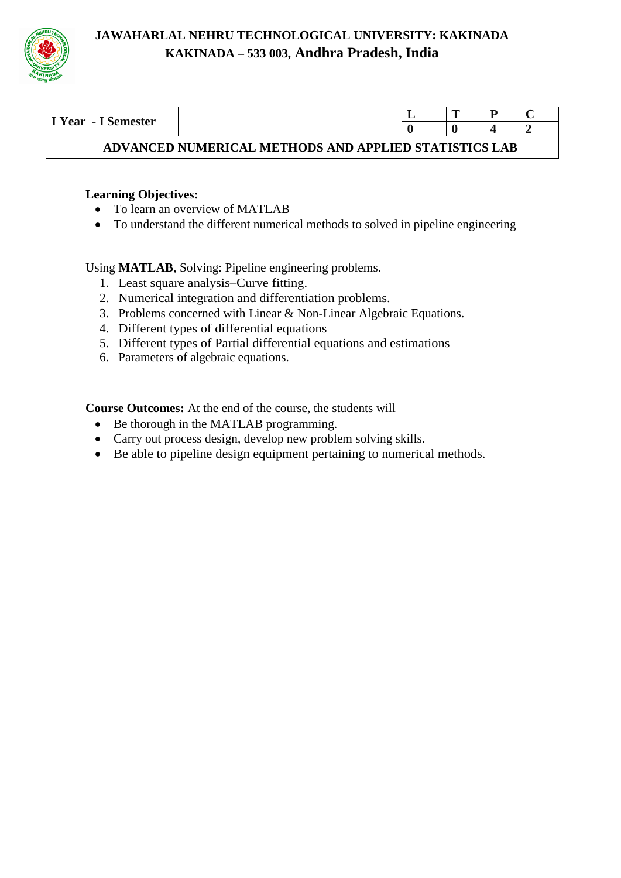**JAWAHARLAL NEHRU TECHNOLOGICAL UNIVERSITY: KAKINADA**
**KAKINADA – 533 003, Andhra Pradesh, India**

| I Year - I Semester | | L | T | P | C |
|---|---|---|---|---|---|
| | | 0 | 0 | 4 | 2 |
| **ADVANCED NUMERICAL METHODS AND APPLIED STATISTICS LAB** | | | | | |

**Learning Objectives:**

- To learn an overview of MATLAB
- To understand the different numerical methods to solved in pipeline engineering

Using **MATLAB**, Solving: Pipeline engineering problems.

1. Least square analysis–Curve fitting.
2. Numerical integration and differentiation problems.
3. Problems concerned with Linear & Non-Linear Algebraic Equations.
4. Different types of differential equations
5. Different types of Partial differential equations and estimations
6. Parameters of algebraic equations.

**Course Outcomes:** At the end of the course, the students will

- Be thorough in the MATLAB programming.
- Carry out process design, develop new problem solving skills.
- Be able to pipeline design equipment pertaining to numerical methods.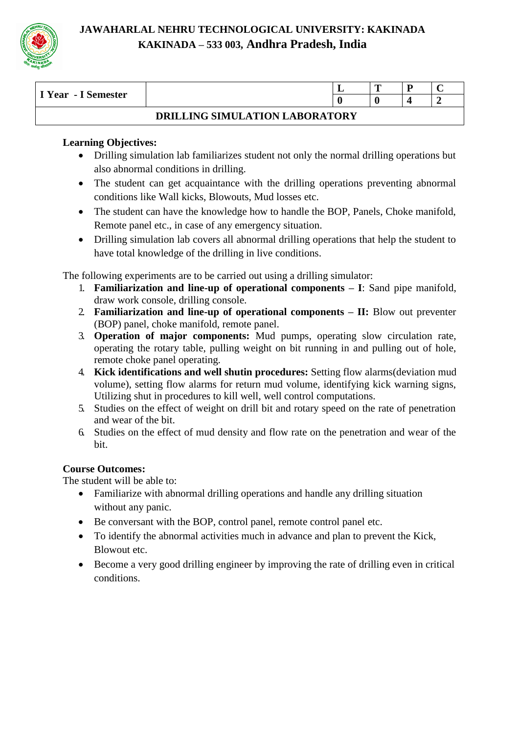**JAWAHARLAL NEHRU TECHNOLOGICAL UNIVERSITY: KAKINADA**
**KAKINADA – 533 003, Andhra Pradesh, India**

| I Year - I Semester | | L | T | P | C |
|---|---|---|---|---|---|
| | | 0 | 0 | 4 | 2 |
| **DRILLING SIMULATION LABORATORY** | | | | | |

**Learning Objectives:**

- Drilling simulation lab familiarizes student not only the normal drilling operations but also abnormal conditions in drilling.
- The student can get acquaintance with the drilling operations preventing abnormal conditions like Wall kicks, Blowouts, Mud losses etc.
- The student can have the knowledge how to handle the BOP, Panels, Choke manifold, Remote panel etc., in case of any emergency situation.
- Drilling simulation lab covers all abnormal drilling operations that help the student to have total knowledge of the drilling in live conditions.

The following experiments are to be carried out using a drilling simulator:

1. **Familiarization and line-up of operational components – I**: Sand pipe manifold, draw work console, drilling console.
2. **Familiarization and line-up of operational components – II:** Blow out preventer (BOP) panel, choke manifold, remote panel.
3. **Operation of major components:** Mud pumps, operating slow circulation rate, operating the rotary table, pulling weight on bit running in and pulling out of hole, remote choke panel operating.
4. **Kick identifications and well shutin procedures:** Setting flow alarms(deviation mud volume), setting flow alarms for return mud volume, identifying kick warning signs, Utilizing shut in procedures to kill well, well control computations.
5. Studies on the effect of weight on drill bit and rotary speed on the rate of penetration and wear of the bit.
6. Studies on the effect of mud density and flow rate on the penetration and wear of the bit.

**Course Outcomes:**

The student will be able to:

- Familiarize with abnormal drilling operations and handle any drilling situation without any panic.
- Be conversant with the BOP, control panel, remote control panel etc.
- To identify the abnormal activities much in advance and plan to prevent the Kick, Blowout etc.
- Become a very good drilling engineer by improving the rate of drilling even in critical conditions.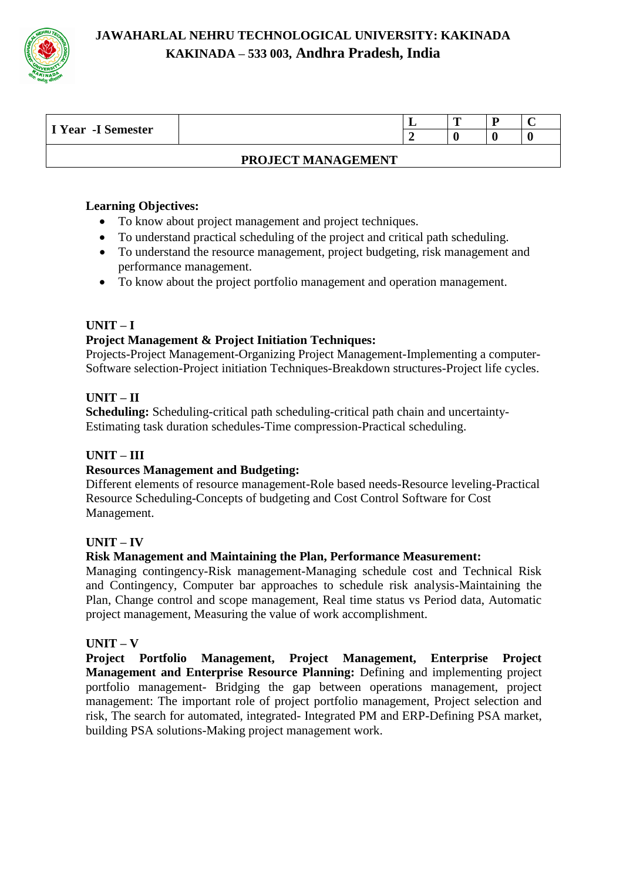**JAWAHARLAL NEHRU TECHNOLOGICAL UNIVERSITY: KAKINADA**
**KAKINADA – 533 003, Andhra Pradesh, India**

| I Year -I Semester | | L | T | P | C |
|---|---|---|---|---|---|
| | | 2 | 0 | 0 | 0 |
| **PROJECT MANAGEMENT** | | | | | |

**Learning Objectives:**

- To know about project management and project techniques.
- To understand practical scheduling of the project and critical path scheduling.
- To understand the resource management, project budgeting, risk management and performance management.
- To know about the project portfolio management and operation management.

**UNIT – I**

**Project Management & Project Initiation Techniques:**
Projects-Project Management-Organizing Project Management-Implementing a computer-Software selection-Project initiation Techniques-Breakdown structures-Project life cycles.

**UNIT – II**

**Scheduling:** Scheduling-critical path scheduling-critical path chain and uncertainty-Estimating task duration schedules-Time compression-Practical scheduling.

**UNIT – III**

**Resources Management and Budgeting:**
Different elements of resource management-Role based needs-Resource leveling-Practical Resource Scheduling-Concepts of budgeting and Cost Control Software for Cost Management.

**UNIT – IV**

**Risk Management and Maintaining the Plan, Performance Measurement:**
Managing contingency-Risk management-Managing schedule cost and Technical Risk and Contingency, Computer bar approaches to schedule risk analysis-Maintaining the Plan, Change control and scope management, Real time status vs Period data, Automatic project management, Measuring the value of work accomplishment.

**UNIT – V**

**Project Portfolio Management, Project Management, Enterprise Project Management and Enterprise Resource Planning:** Defining and implementing project portfolio management- Bridging the gap between operations management, project management: The important role of project portfolio management, Project selection and risk, The search for automated, integrated- Integrated PM and ERP-Defining PSA market, building PSA solutions-Making project management work.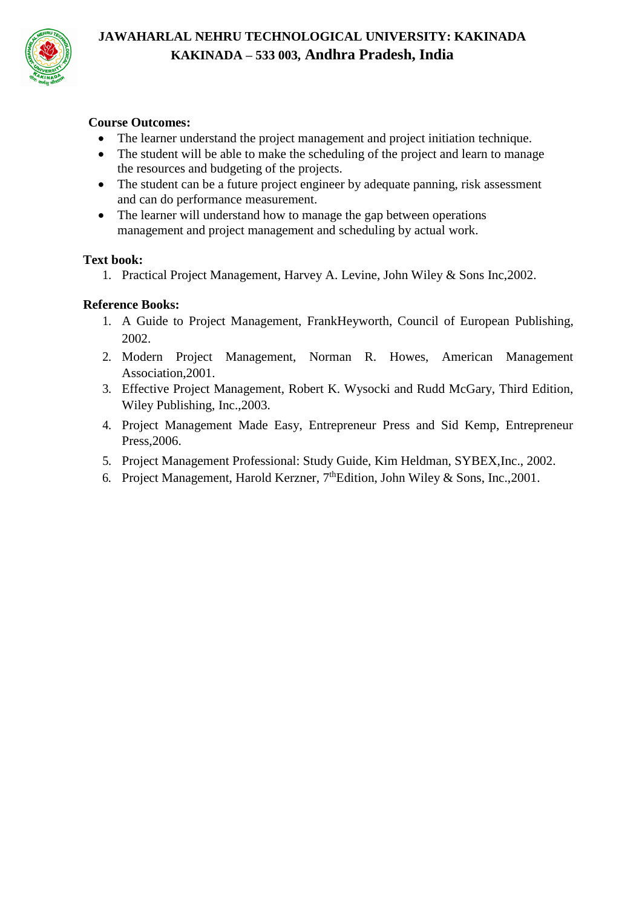**Course Outcomes:**

- The learner understand the project management and project initiation technique.
- The student will be able to make the scheduling of the project and learn to manage the resources and budgeting of the projects.
- The student can be a future project engineer by adequate panning, risk assessment and can do performance measurement.
- The learner will understand how to manage the gap between operations management and project management and scheduling by actual work.

**Text book:**

1. Practical Project Management, Harvey A. Levine, John Wiley & Sons Inc,2002.

**Reference Books:**

1. A Guide to Project Management, FrankHeyworth, Council of European Publishing, 2002.
2. Modern Project Management, Norman R. Howes, American Management Association,2001.
3. Effective Project Management, Robert K. Wysocki and Rudd McGary, Third Edition, Wiley Publishing, Inc.,2003.
4. Project Management Made Easy, Entrepreneur Press and Sid Kemp, Entrepreneur Press,2006.
5. Project Management Professional: Study Guide, Kim Heldman, SYBEX,Inc., 2002.
6. Project Management, Harold Kerzner, 7thEdition, John Wiley & Sons, Inc.,2001.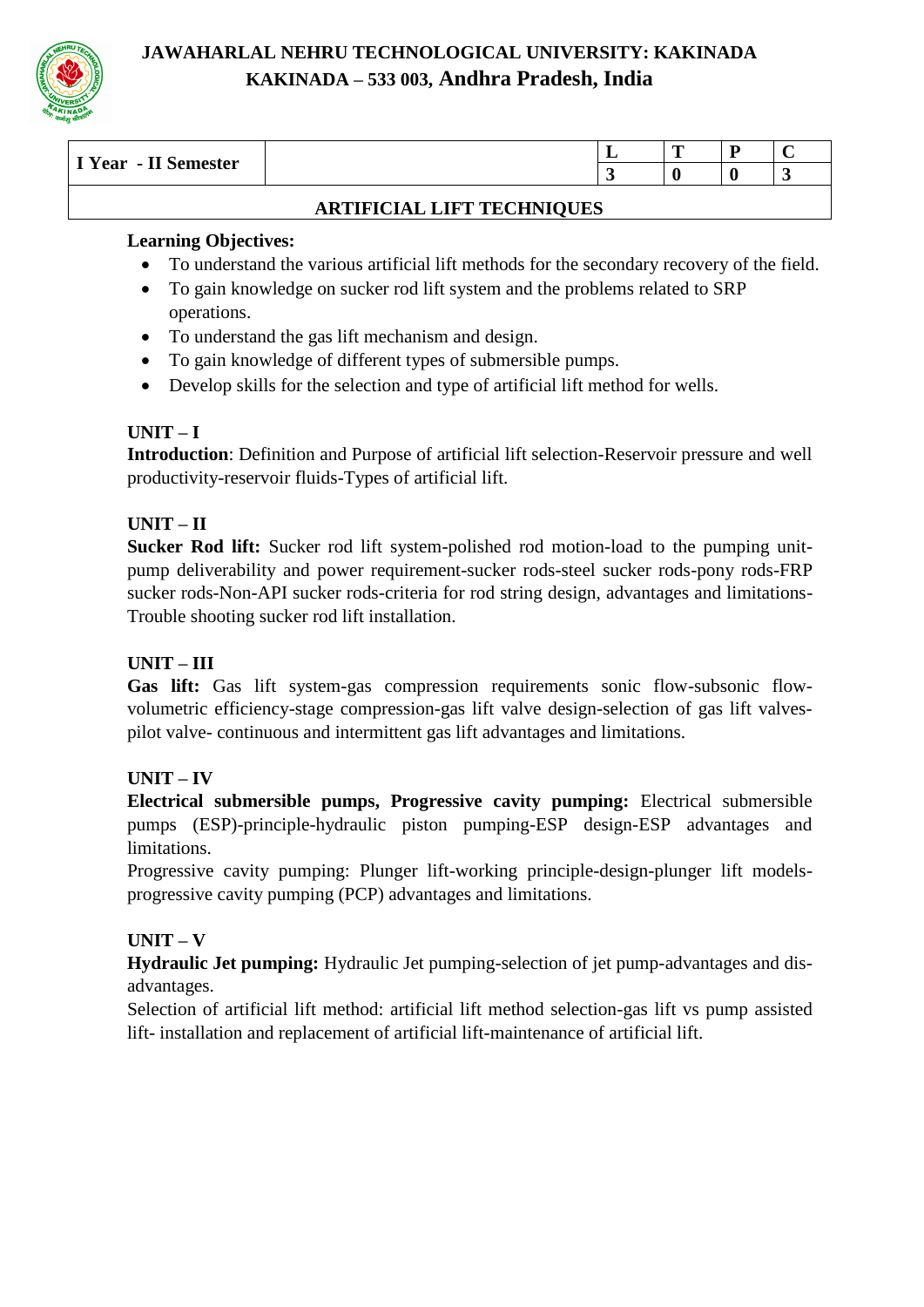# JAWAHARLAL NEHRU TECHNOLOGICAL UNIVERSITY: KAKINADA
## KAKINADA – 533 003, Andhra Pradesh, India

| I Year - II Semester | | L | T | P | C |
|---|---|---|---|---|---|
| | | 3 | 0 | 0 | 3 |

### ARTIFICIAL LIFT TECHNIQUES

**Learning Objectives:**

- To understand the various artificial lift methods for the secondary recovery of the field.
- To gain knowledge on sucker rod lift system and the problems related to SRP operations.
- To understand the gas lift mechanism and design.
- To gain knowledge of different types of submersible pumps.
- Develop skills for the selection and type of artificial lift method for wells.

**UNIT – I**

**Introduction**: Definition and Purpose of artificial lift selection-Reservoir pressure and well productivity-reservoir fluids-Types of artificial lift.

**UNIT – II**

**Sucker Rod lift:** Sucker rod lift system-polished rod motion-load to the pumping unit-pump deliverability and power requirement-sucker rods-steel sucker rods-pony rods-FRP sucker rods-Non-API sucker rods-criteria for rod string design, advantages and limitations-Trouble shooting sucker rod lift installation.

**UNIT – III**

**Gas lift:** Gas lift system-gas compression requirements sonic flow-subsonic flow-volumetric efficiency-stage compression-gas lift valve design-selection of gas lift valves-pilot valve- continuous and intermittent gas lift advantages and limitations.

**UNIT – IV**

**Electrical submersible pumps, Progressive cavity pumping:** Electrical submersible pumps (ESP)-principle-hydraulic piston pumping-ESP design-ESP advantages and limitations.

Progressive cavity pumping: Plunger lift-working principle-design-plunger lift models-progressive cavity pumping (PCP) advantages and limitations.

**UNIT – V**

**Hydraulic Jet pumping:** Hydraulic Jet pumping-selection of jet pump-advantages and dis-advantages.

Selection of artificial lift method: artificial lift method selection-gas lift vs pump assisted lift- installation and replacement of artificial lift-maintenance of artificial lift.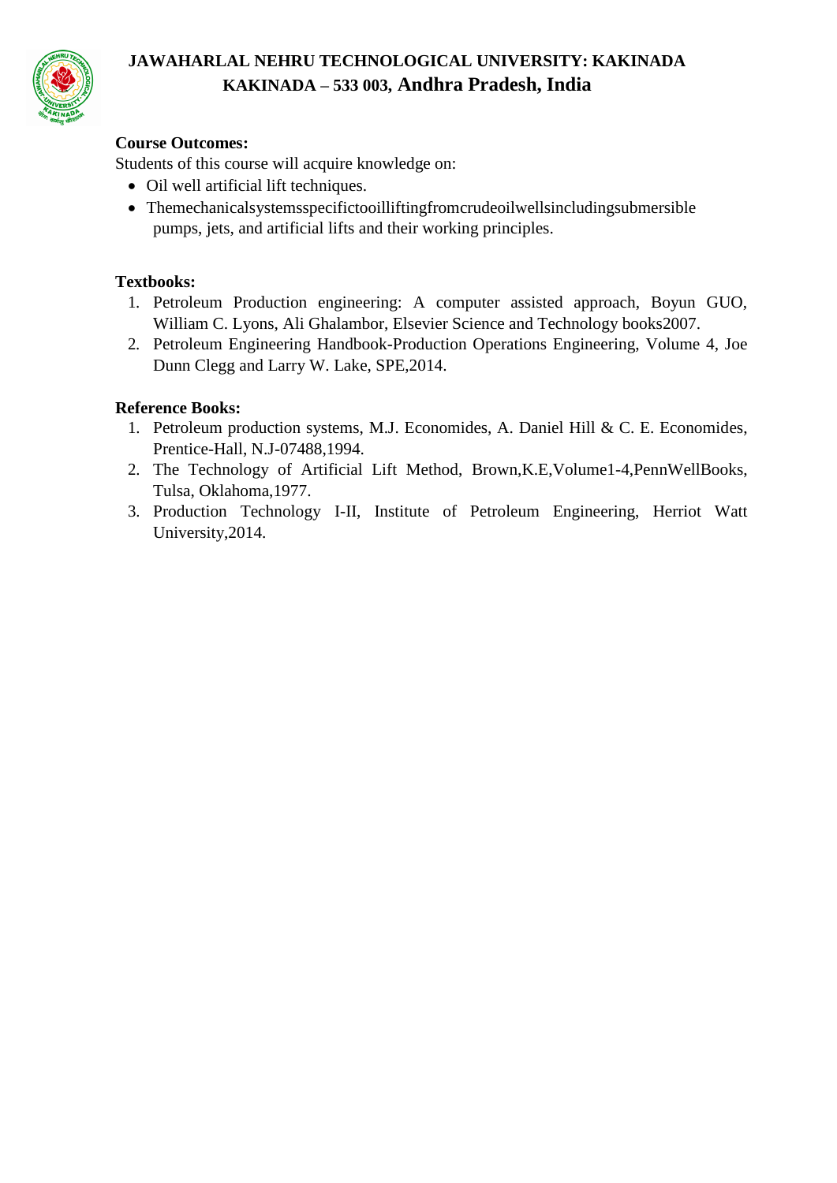**Course Outcomes:**

Students of this course will acquire knowledge on:

- Oil well artificial lift techniques.
- Themechanicalsystemsspecifictooilliftingfromcrudeoilwellsincludingsubmersible pumps, jets, and artificial lifts and their working principles.

**Textbooks:**

1. Petroleum Production engineering: A computer assisted approach, Boyun GUO, William C. Lyons, Ali Ghalambor, Elsevier Science and Technology books2007.
2. Petroleum Engineering Handbook-Production Operations Engineering, Volume 4, Joe Dunn Clegg and Larry W. Lake, SPE,2014.

**Reference Books:**

1. Petroleum production systems, M.J. Economides, A. Daniel Hill & C. E. Economides, Prentice-Hall, N.J-07488,1994.
2. The Technology of Artificial Lift Method, Brown,K.E,Volume1-4,PennWellBooks, Tulsa, Oklahoma,1977.
3. Production Technology I-II, Institute of Petroleum Engineering, Herriot Watt University,2014.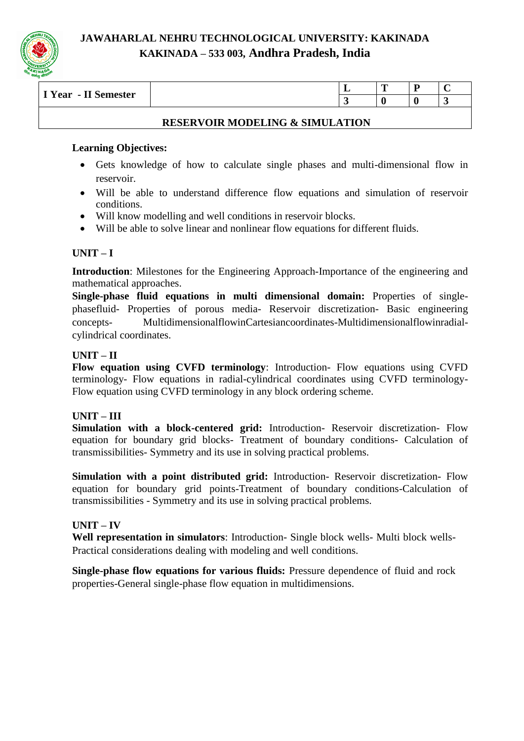# JAWAHARLAL NEHRU TECHNOLOGICAL UNIVERSITY: KAKINADA
## KAKINADA – 533 003, Andhra Pradesh, India

| I Year - II Semester | | L | T | P | C |
|---|---|---|---|---|---|
| | | 3 | 0 | 0 | 3 |

**RESERVOIR MODELING & SIMULATION**

**Learning Objectives:**

- Gets knowledge of how to calculate single phases and multi-dimensional flow in reservoir.
- Will be able to understand difference flow equations and simulation of reservoir conditions.
- Will know modelling and well conditions in reservoir blocks.
- Will be able to solve linear and nonlinear flow equations for different fluids.

**UNIT – I**

**Introduction**: Milestones for the Engineering Approach-Importance of the engineering and mathematical approaches.

**Single-phase fluid equations in multi dimensional domain:** Properties of single-phasefluid- Properties of porous media- Reservoir discretization- Basic engineering concepts- MultidimensionalflowinCartesiancoordinates-Multidimensionalflowinradial-cylindrical coordinates.

**UNIT – II**

**Flow equation using CVFD terminology**: Introduction- Flow equations using CVFD terminology- Flow equations in radial-cylindrical coordinates using CVFD terminology- Flow equation using CVFD terminology in any block ordering scheme.

**UNIT – III**

**Simulation with a block-centered grid:** Introduction- Reservoir discretization- Flow equation for boundary grid blocks- Treatment of boundary conditions- Calculation of transmissibilities- Symmetry and its use in solving practical problems.

**Simulation with a point distributed grid:** Introduction- Reservoir discretization- Flow equation for boundary grid points-Treatment of boundary conditions-Calculation of transmissibilities - Symmetry and its use in solving practical problems.

**UNIT – IV**

**Well representation in simulators**: Introduction- Single block wells- Multi block wells- Practical considerations dealing with modeling and well conditions.

**Single-phase flow equations for various fluids:** Pressure dependence of fluid and rock properties-General single-phase flow equation in multidimensions.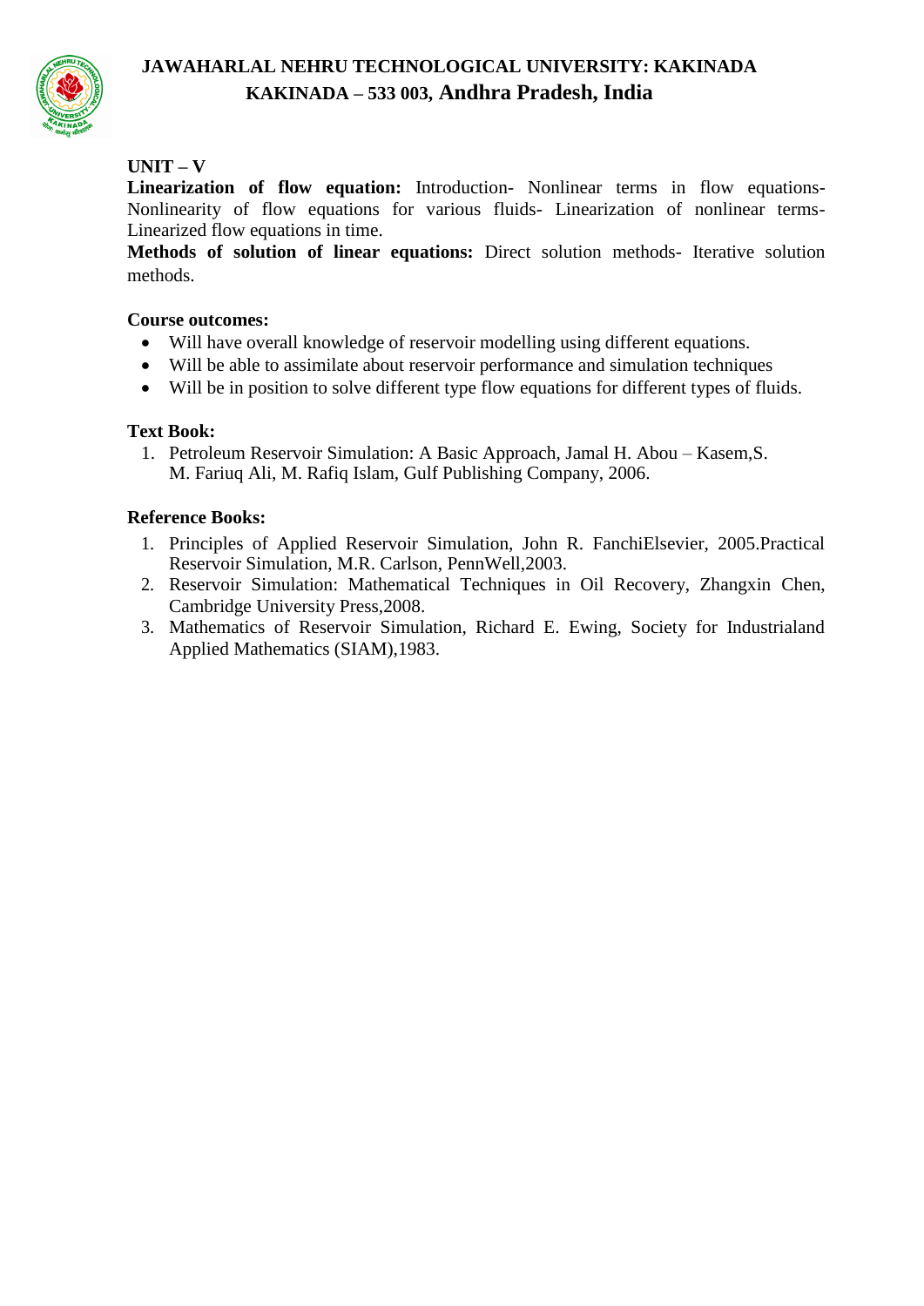**UNIT – V**

**Linearization of flow equation:** Introduction- Nonlinear terms in flow equations- Nonlinearity of flow equations for various fluids- Linearization of nonlinear terms- Linearized flow equations in time.

**Methods of solution of linear equations:** Direct solution methods- Iterative solution methods.

**Course outcomes:**

- Will have overall knowledge of reservoir modelling using different equations.
- Will be able to assimilate about reservoir performance and simulation techniques
- Will be in position to solve different type flow equations for different types of fluids.

**Text Book:**

1. Petroleum Reservoir Simulation: A Basic Approach, Jamal H. Abou – Kasem,S. M. Fariuq Ali, M. Rafiq Islam, Gulf Publishing Company, 2006.

**Reference Books:**

1. Principles of Applied Reservoir Simulation, John R. FanchiElsevier, 2005.Practical Reservoir Simulation, M.R. Carlson, PennWell,2003.
2. Reservoir Simulation: Mathematical Techniques in Oil Recovery, Zhangxin Chen, Cambridge University Press,2008.
3. Mathematics of Reservoir Simulation, Richard E. Ewing, Society for Industrialand Applied Mathematics (SIAM),1983.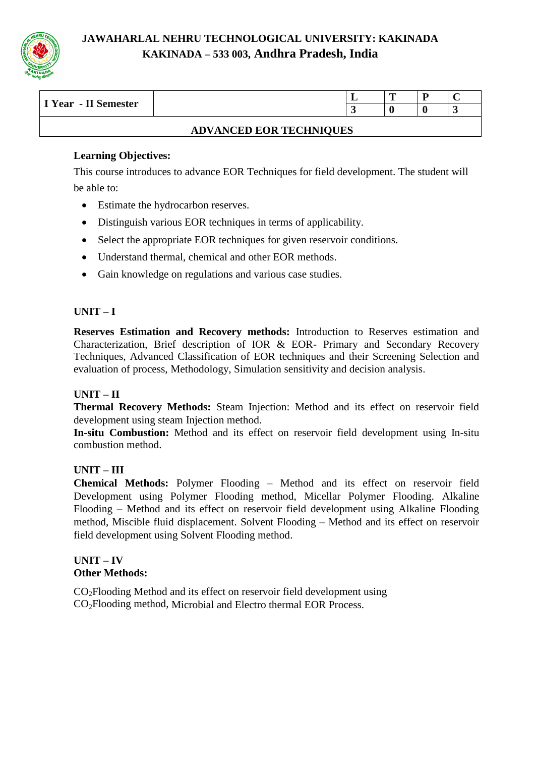**JAWAHARLAL NEHRU TECHNOLOGICAL UNIVERSITY: KAKINADA**
**KAKINADA – 533 003, Andhra Pradesh, India**

| I Year - II Semester | | L | T | P | C |
|---|---|---|---|---|---|
| | | 3 | 0 | 0 | 3 |
| **ADVANCED EOR TECHNIQUES** | | | | | |

**Learning Objectives:**

This course introduces to advance EOR Techniques for field development. The student will be able to:

- Estimate the hydrocarbon reserves.
- Distinguish various EOR techniques in terms of applicability.
- Select the appropriate EOR techniques for given reservoir conditions.
- Understand thermal, chemical and other EOR methods.
- Gain knowledge on regulations and various case studies.

**UNIT – I**

**Reserves Estimation and Recovery methods:** Introduction to Reserves estimation and Characterization, Brief description of IOR & EOR- Primary and Secondary Recovery Techniques, Advanced Classification of EOR techniques and their Screening Selection and evaluation of process, Methodology, Simulation sensitivity and decision analysis.

**UNIT – II**

**Thermal Recovery Methods:** Steam Injection: Method and its effect on reservoir field development using steam Injection method.

**In-situ Combustion:** Method and its effect on reservoir field development using In-situ combustion method.

**UNIT – III**

**Chemical Methods:** Polymer Flooding – Method and its effect on reservoir field Development using Polymer Flooding method, Micellar Polymer Flooding. Alkaline Flooding – Method and its effect on reservoir field development using Alkaline Flooding method, Miscible fluid displacement. Solvent Flooding – Method and its effect on reservoir field development using Solvent Flooding method.

**UNIT – IV**

**Other Methods:**

$CO_2$Flooding Method and its effect on reservoir field development using $CO_2$Flooding method, Microbial and Electro thermal EOR Process.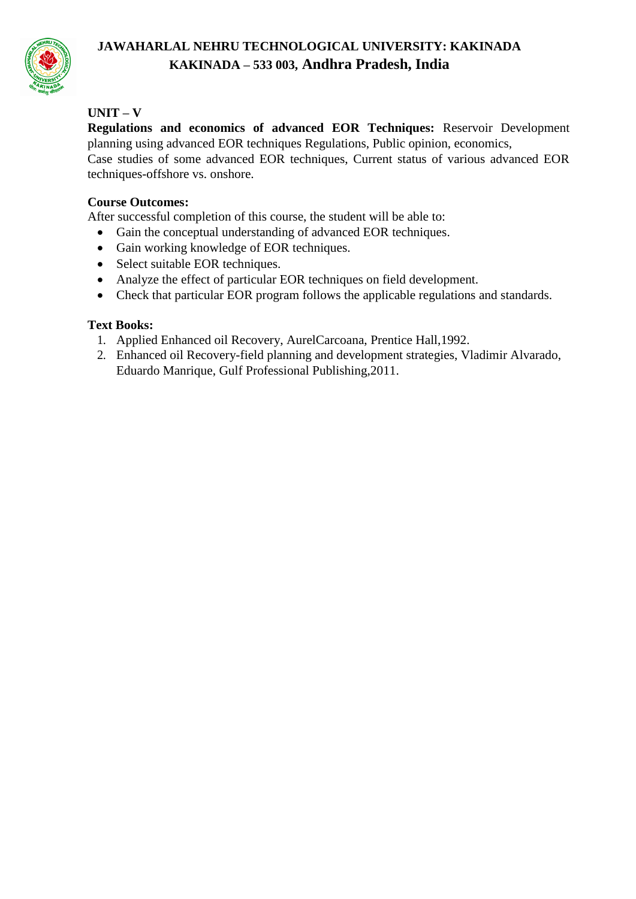**UNIT – V**

**Regulations and economics of advanced EOR Techniques:** Reservoir Development planning using advanced EOR techniques Regulations, Public opinion, economics,
Case studies of some advanced EOR techniques, Current status of various advanced EOR techniques-offshore vs. onshore.

**Course Outcomes:**

After successful completion of this course, the student will be able to:

- Gain the conceptual understanding of advanced EOR techniques.
- Gain working knowledge of EOR techniques.
- Select suitable EOR techniques.
- Analyze the effect of particular EOR techniques on field development.
- Check that particular EOR program follows the applicable regulations and standards.

**Text Books:**

1. Applied Enhanced oil Recovery, AurelCarcoana, Prentice Hall,1992.
2. Enhanced oil Recovery-field planning and development strategies, Vladimir Alvarado, Eduardo Manrique, Gulf Professional Publishing,2011.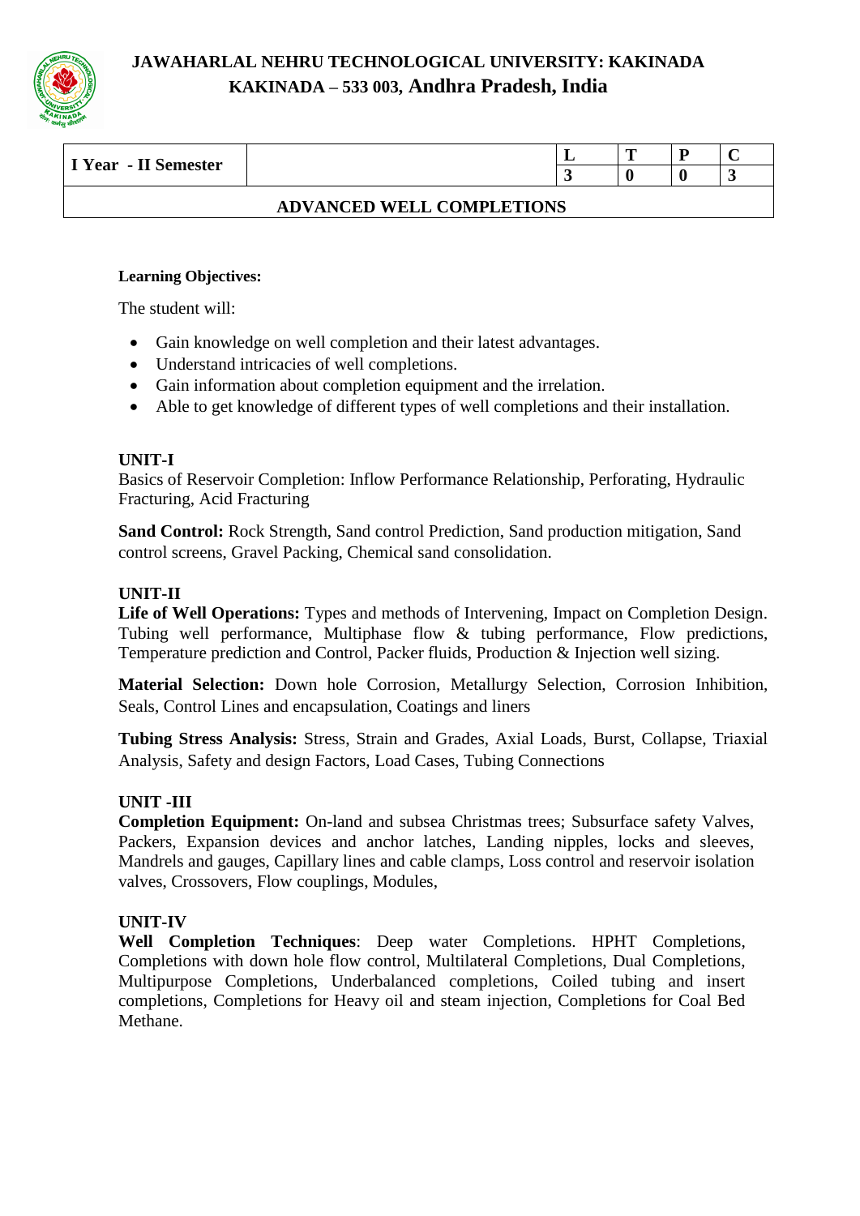**JAWAHARLAL NEHRU TECHNOLOGICAL UNIVERSITY: KAKINADA**
**KAKINADA – 533 003, Andhra Pradesh, India**

| I Year - II Semester | | L | T | P | C |
|---|---|---|---|---|---|
| | | 3 | 0 | 0 | 3 |

**ADVANCED WELL COMPLETIONS**

**Learning Objectives:**

The student will:

- Gain knowledge on well completion and their latest advantages.
- Understand intricacies of well completions.
- Gain information about completion equipment and the irrelation.
- Able to get knowledge of different types of well completions and their installation.

**UNIT-I**

Basics of Reservoir Completion: Inflow Performance Relationship, Perforating, Hydraulic Fracturing, Acid Fracturing

**Sand Control:** Rock Strength, Sand control Prediction, Sand production mitigation, Sand control screens, Gravel Packing, Chemical sand consolidation.

**UNIT-II**

**Life of Well Operations:** Types and methods of Intervening, Impact on Completion Design. Tubing well performance, Multiphase flow & tubing performance, Flow predictions, Temperature prediction and Control, Packer fluids, Production & Injection well sizing.

**Material Selection:** Down hole Corrosion, Metallurgy Selection, Corrosion Inhibition, Seals, Control Lines and encapsulation, Coatings and liners

**Tubing Stress Analysis:** Stress, Strain and Grades, Axial Loads, Burst, Collapse, Triaxial Analysis, Safety and design Factors, Load Cases, Tubing Connections

**UNIT -III**

**Completion Equipment:** On-land and subsea Christmas trees; Subsurface safety Valves, Packers, Expansion devices and anchor latches, Landing nipples, locks and sleeves, Mandrels and gauges, Capillary lines and cable clamps, Loss control and reservoir isolation valves, Crossovers, Flow couplings, Modules,

**UNIT-IV**

**Well Completion Techniques**: Deep water Completions. HPHT Completions, Completions with down hole flow control, Multilateral Completions, Dual Completions, Multipurpose Completions, Underbalanced completions, Coiled tubing and insert completions, Completions for Heavy oil and steam injection, Completions for Coal Bed Methane.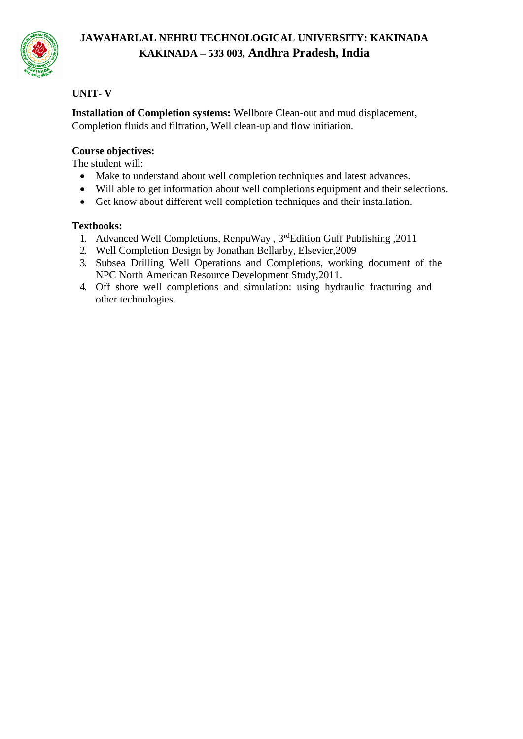**UNIT- V**

**Installation of Completion systems:** Wellbore Clean-out and mud displacement, Completion fluids and filtration, Well clean-up and flow initiation.

**Course objectives:**

The student will:

- Make to understand about well completion techniques and latest advances.
- Will able to get information about well completions equipment and their selections.
- Get know about different well completion techniques and their installation.

**Textbooks:**

1. Advanced Well Completions, RenpuWay , 3rd Edition Gulf Publishing ,2011
2. Well Completion Design by Jonathan Bellarby, Elsevier,2009
3. Subsea Drilling Well Operations and Completions, working document of the NPC North American Resource Development Study,2011.
4. Off shore well completions and simulation: using hydraulic fracturing and other technologies.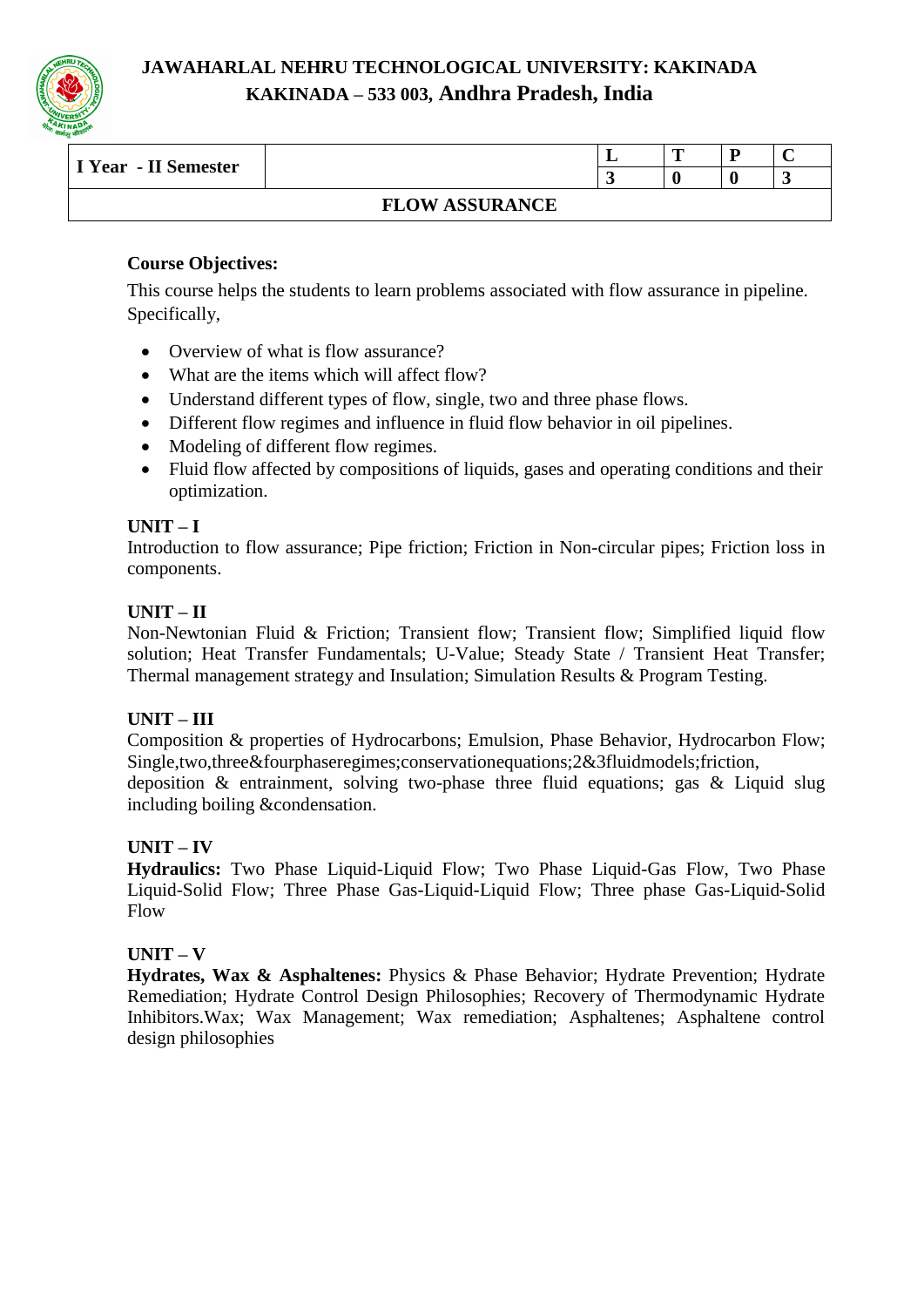# JAWAHARLAL NEHRU TECHNOLOGICAL UNIVERSITY: KAKINADA

## KAKINADA – 533 003, Andhra Pradesh, India

| I Year - II Semester | | L | T | P | C |
|---|---|---|---|---|---|
| | | 3 | 0 | 0 | 3 |
| FLOW ASSURANCE | | | | | |

**Course Objectives:**

This course helps the students to learn problems associated with flow assurance in pipeline. Specifically,

- Overview of what is flow assurance?
- What are the items which will affect flow?
- Understand different types of flow, single, two and three phase flows.
- Different flow regimes and influence in fluid flow behavior in oil pipelines.
- Modeling of different flow regimes.
- Fluid flow affected by compositions of liquids, gases and operating conditions and their optimization.

**UNIT – I**

Introduction to flow assurance; Pipe friction; Friction in Non-circular pipes; Friction loss in components.

**UNIT – II**

Non-Newtonian Fluid & Friction; Transient flow; Transient flow; Simplified liquid flow solution; Heat Transfer Fundamentals; U-Value; Steady State / Transient Heat Transfer; Thermal management strategy and Insulation; Simulation Results & Program Testing.

**UNIT – III**

Composition & properties of Hydrocarbons; Emulsion, Phase Behavior, Hydrocarbon Flow; Single,two,three&fourphaseregimes;conservationequations;2&3fluidmodels;friction, deposition & entrainment, solving two-phase three fluid equations; gas & Liquid slug including boiling &condensation.

**UNIT – IV**

**Hydraulics:** Two Phase Liquid-Liquid Flow; Two Phase Liquid-Gas Flow, Two Phase Liquid-Solid Flow; Three Phase Gas-Liquid-Liquid Flow; Three phase Gas-Liquid-Solid Flow

**UNIT – V**

**Hydrates, Wax & Asphaltenes:** Physics & Phase Behavior; Hydrate Prevention; Hydrate Remediation; Hydrate Control Design Philosophies; Recovery of Thermodynamic Hydrate Inhibitors.Wax; Wax Management; Wax remediation; Asphaltenes; Asphaltene control design philosophies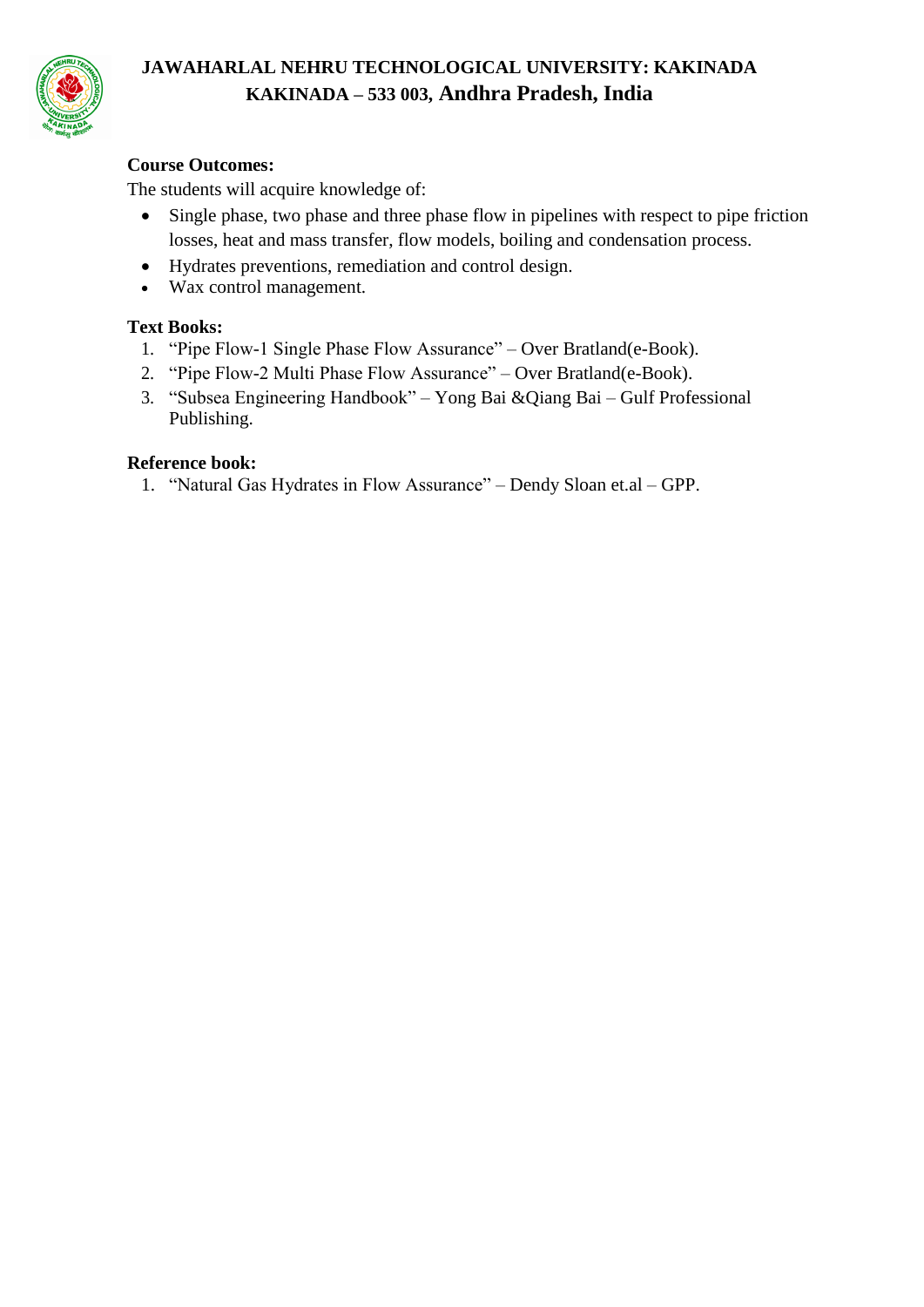**Course Outcomes:**

The students will acquire knowledge of:

- Single phase, two phase and three phase flow in pipelines with respect to pipe friction losses, heat and mass transfer, flow models, boiling and condensation process.
- Hydrates preventions, remediation and control design.
- Wax control management.

**Text Books:**

1. "Pipe Flow-1 Single Phase Flow Assurance" – Over Bratland(e-Book).
2. "Pipe Flow-2 Multi Phase Flow Assurance" – Over Bratland(e-Book).
3. "Subsea Engineering Handbook" – Yong Bai &Qiang Bai – Gulf Professional Publishing.

**Reference book:**

1. "Natural Gas Hydrates in Flow Assurance" – Dendy Sloan et.al – GPP.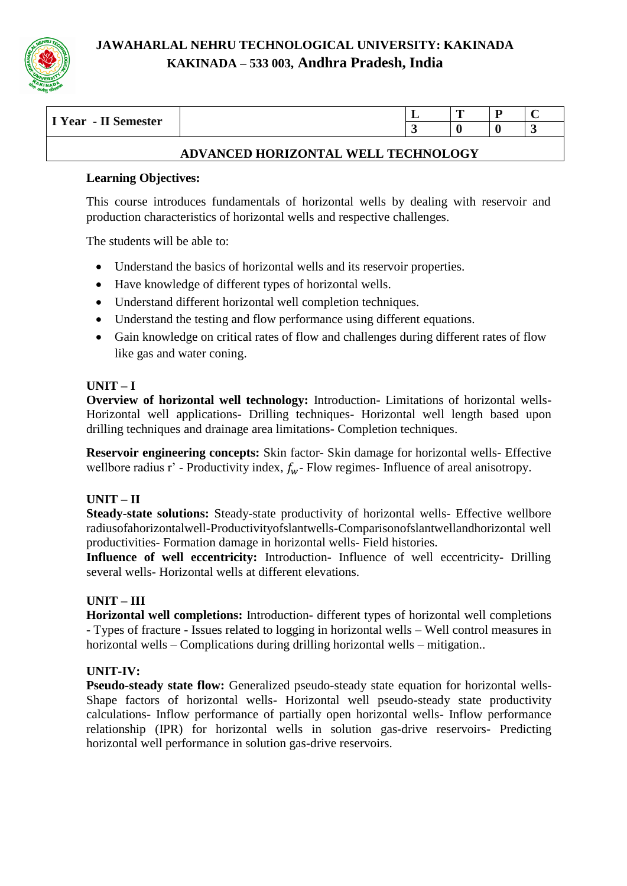**JAWAHARLAL NEHRU TECHNOLOGICAL UNIVERSITY: KAKINADA**
**KAKINADA – 533 003, Andhra Pradesh, India**

| I Year - II Semester | | L | T | P | C |
|---|---|---|---|---|---|
| | | 3 | 0 | 0 | 3 |

## ADVANCED HORIZONTAL WELL TECHNOLOGY

**Learning Objectives:**

This course introduces fundamentals of horizontal wells by dealing with reservoir and production characteristics of horizontal wells and respective challenges.

The students will be able to:

- Understand the basics of horizontal wells and its reservoir properties.
- Have knowledge of different types of horizontal wells.
- Understand different horizontal well completion techniques.
- Understand the testing and flow performance using different equations.
- Gain knowledge on critical rates of flow and challenges during different rates of flow like gas and water coning.

### UNIT – I

**Overview of horizontal well technology:** Introduction- Limitations of horizontal wells- Horizontal well applications- Drilling techniques- Horizontal well length based upon drilling techniques and drainage area limitations- Completion techniques.

**Reservoir engineering concepts:** Skin factor- Skin damage for horizontal wells- Effective wellbore radius r' - Productivity index, $f_w$- Flow regimes- Influence of areal anisotropy.

### UNIT – II

**Steady-state solutions:** Steady-state productivity of horizontal wells- Effective wellbore radiusofahorizontalwell-Productivityofslantwells-Comparisonofslantwellandhorizontal well productivities- Formation damage in horizontal wells- Field histories.

**Influence of well eccentricity:** Introduction- Influence of well eccentricity- Drilling several wells- Horizontal wells at different elevations.

### UNIT – III

**Horizontal well completions:** Introduction- different types of horizontal well completions - Types of fracture - Issues related to logging in horizontal wells – Well control measures in horizontal wells – Complications during drilling horizontal wells – mitigation..

### UNIT-IV:

**Pseudo-steady state flow:** Generalized pseudo-steady state equation for horizontal wells- Shape factors of horizontal wells- Horizontal well pseudo-steady state productivity calculations- Inflow performance of partially open horizontal wells- Inflow performance relationship (IPR) for horizontal wells in solution gas-drive reservoirs- Predicting horizontal well performance in solution gas-drive reservoirs.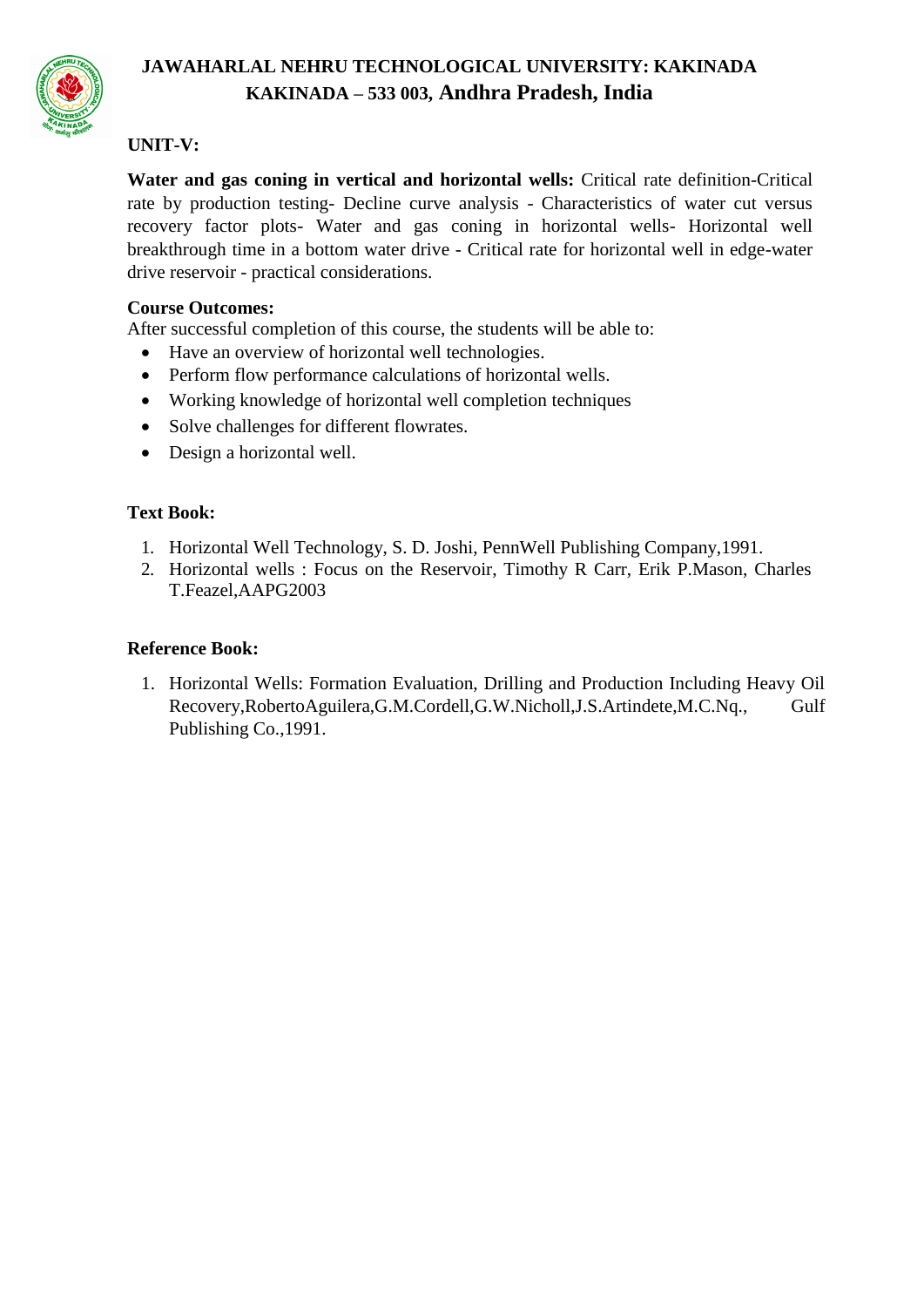# JAWAHARLAL NEHRU TECHNOLOGICAL UNIVERSITY: KAKINADA
## KAKINADA – 533 003, Andhra Pradesh, India

**UNIT-V:**

**Water and gas coning in vertical and horizontal wells:** Critical rate definition-Critical rate by production testing- Decline curve analysis - Characteristics of water cut versus recovery factor plots- Water and gas coning in horizontal wells- Horizontal well breakthrough time in a bottom water drive - Critical rate for horizontal well in edge-water drive reservoir - practical considerations.

**Course Outcomes:**
After successful completion of this course, the students will be able to:

- Have an overview of horizontal well technologies.
- Perform flow performance calculations of horizontal wells.
- Working knowledge of horizontal well completion techniques
- Solve challenges for different flowrates.
- Design a horizontal well.

**Text Book:**

1. Horizontal Well Technology, S. D. Joshi, PennWell Publishing Company,1991.
2. Horizontal wells : Focus on the Reservoir, Timothy R Carr, Erik P.Mason, Charles T.Feazel,AAPG2003

**Reference Book:**

1. Horizontal Wells: Formation Evaluation, Drilling and Production Including Heavy Oil Recovery,RobertoAguilera,G.M.Cordell,G.W.Nicholl,J.S.Artindete,M.C.Nq., Gulf Publishing Co.,1991.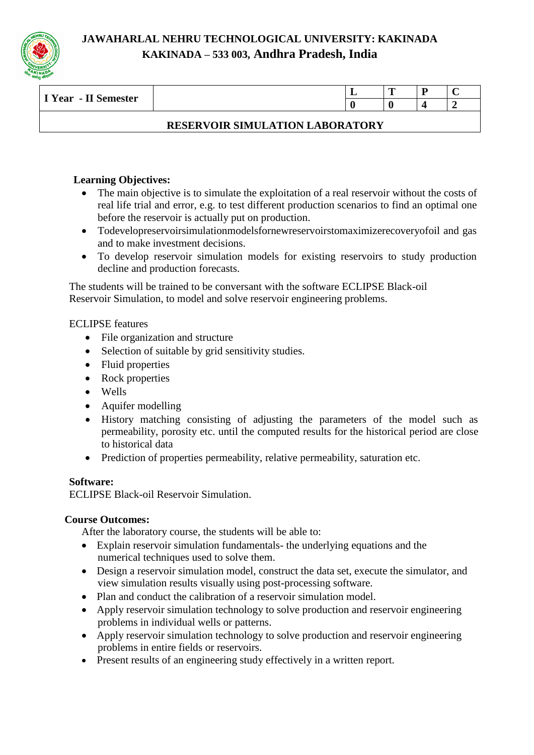# JAWAHARLAL NEHRU TECHNOLOGICAL UNIVERSITY: KAKINADA
## KAKINADA – 533 003, Andhra Pradesh, India

| I Year - II Semester | | L | T | P | C |
|---|---|---|---|---|---|
| | | 0 | 0 | 4 | 2 |

## RESERVOIR SIMULATION LABORATORY

**Learning Objectives:**

- The main objective is to simulate the exploitation of a real reservoir without the costs of real life trial and error, e.g. to test different production scenarios to find an optimal one before the reservoir is actually put on production.
- Todevelopreservoirsimulationmodelsfornewreservoirstomaximizerecoveryofoil and gas and to make investment decisions.
- To develop reservoir simulation models for existing reservoirs to study production decline and production forecasts.

The students will be trained to be conversant with the software ECLIPSE Black-oil Reservoir Simulation, to model and solve reservoir engineering problems.

ECLIPSE features

- File organization and structure
- Selection of suitable by grid sensitivity studies.
- Fluid properties
- Rock properties
- Wells
- Aquifer modelling
- History matching consisting of adjusting the parameters of the model such as permeability, porosity etc. until the computed results for the historical period are close to historical data
- Prediction of properties permeability, relative permeability, saturation etc.

**Software:**
ECLIPSE Black-oil Reservoir Simulation.

**Course Outcomes:**

After the laboratory course, the students will be able to:

- Explain reservoir simulation fundamentals- the underlying equations and the numerical techniques used to solve them.
- Design a reservoir simulation model, construct the data set, execute the simulator, and view simulation results visually using post-processing software.
- Plan and conduct the calibration of a reservoir simulation model.
- Apply reservoir simulation technology to solve production and reservoir engineering problems in individual wells or patterns.
- Apply reservoir simulation technology to solve production and reservoir engineering problems in entire fields or reservoirs.
- Present results of an engineering study effectively in a written report.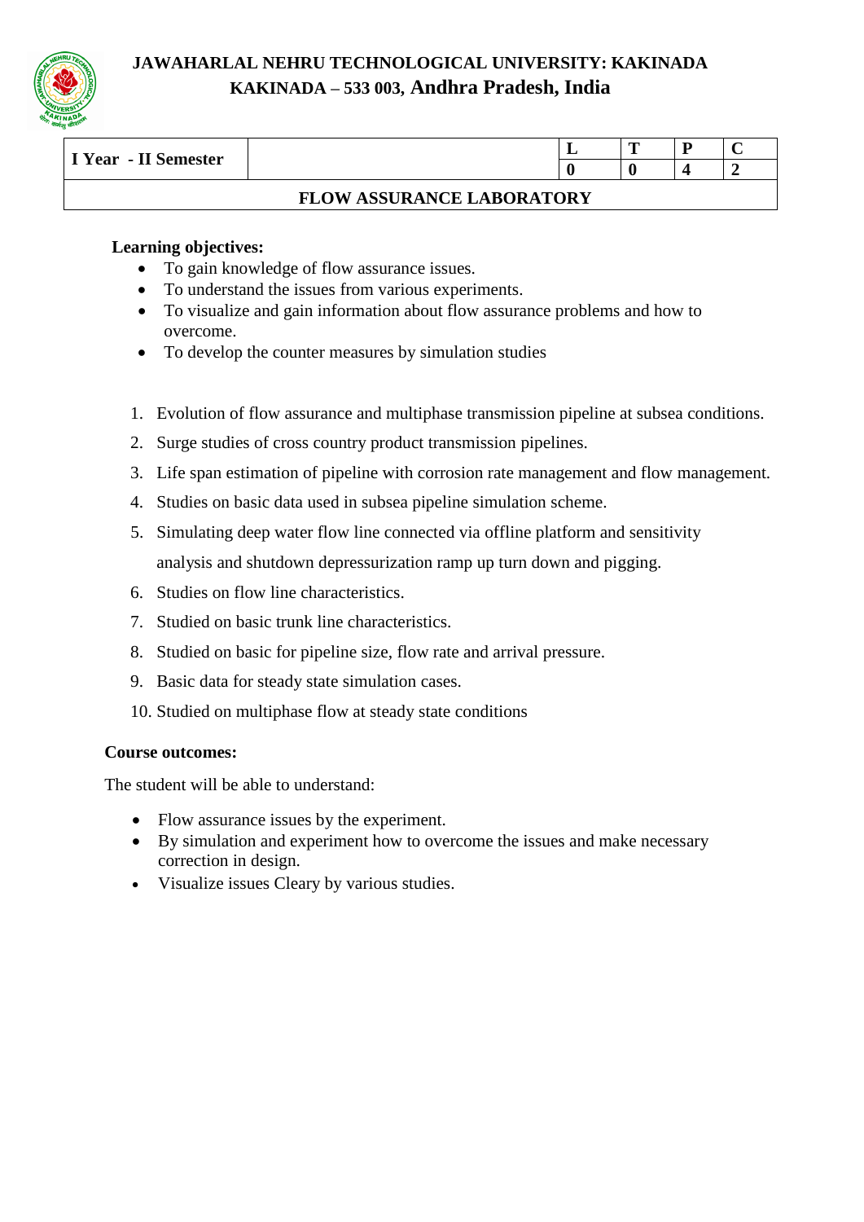**JAWAHARLAL NEHRU TECHNOLOGICAL UNIVERSITY: KAKINADA**
**KAKINADA – 533 003, Andhra Pradesh, India**

| I Year - II Semester | | L | T | P | C |
|---|---|---|---|---|---|
| | | 0 | 0 | 4 | 2 |
| **FLOW ASSURANCE LABORATORY** | | | | | |

**Learning objectives:**

- To gain knowledge of flow assurance issues.
- To understand the issues from various experiments.
- To visualize and gain information about flow assurance problems and how to overcome.
- To develop the counter measures by simulation studies

1. Evolution of flow assurance and multiphase transmission pipeline at subsea conditions.
2. Surge studies of cross country product transmission pipelines.
3. Life span estimation of pipeline with corrosion rate management and flow management.
4. Studies on basic data used in subsea pipeline simulation scheme.
5. Simulating deep water flow line connected via offline platform and sensitivity analysis and shutdown depressurization ramp up turn down and pigging.
6. Studies on flow line characteristics.
7. Studied on basic trunk line characteristics.
8. Studied on basic for pipeline size, flow rate and arrival pressure.
9. Basic data for steady state simulation cases.
10. Studied on multiphase flow at steady state conditions

**Course outcomes:**

The student will be able to understand:

- Flow assurance issues by the experiment.
- By simulation and experiment how to overcome the issues and make necessary correction in design.
- Visualize issues Cleary by various studies.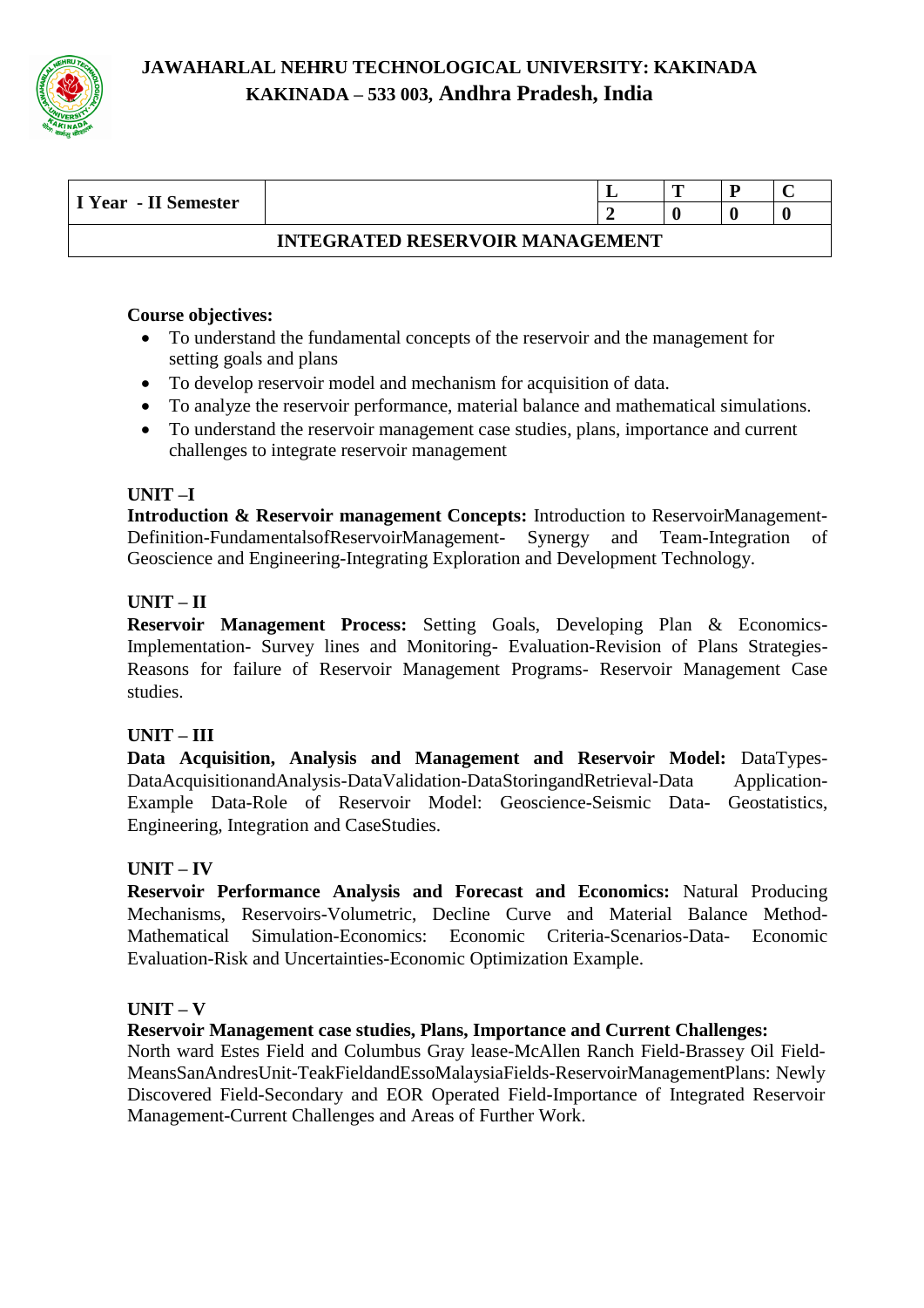# JAWAHARLAL NEHRU TECHNOLOGICAL UNIVERSITY: KAKINADA
## KAKINADA – 533 003, Andhra Pradesh, India

| I Year - II Semester | | L | T | P | C |
|---|---|---|---|---|---|
| | | 2 | 0 | 0 | 0 |
| INTEGRATED RESERVOIR MANAGEMENT | | | | | |

**Course objectives:**

- To understand the fundamental concepts of the reservoir and the management for setting goals and plans
- To develop reservoir model and mechanism for acquisition of data.
- To analyze the reservoir performance, material balance and mathematical simulations.
- To understand the reservoir management case studies, plans, importance and current challenges to integrate reservoir management

**UNIT –I**

**Introduction & Reservoir management Concepts:** Introduction to ReservoirManagement-Definition-FundamentalsofReservoirManagement- Synergy and Team-Integration of Geoscience and Engineering-Integrating Exploration and Development Technology.

**UNIT – II**

**Reservoir Management Process:** Setting Goals, Developing Plan & Economics-Implementation- Survey lines and Monitoring- Evaluation-Revision of Plans Strategies-Reasons for failure of Reservoir Management Programs- Reservoir Management Case studies.

**UNIT – III**

**Data Acquisition, Analysis and Management and Reservoir Model:** DataTypes-DataAcquisitionandAnalysis-DataValidation-DataStoringandRetrieval-Data Application-Example Data-Role of Reservoir Model: Geoscience-Seismic Data- Geostatistics, Engineering, Integration and CaseStudies.

**UNIT – IV**

**Reservoir Performance Analysis and Forecast and Economics:** Natural Producing Mechanisms, Reservoirs-Volumetric, Decline Curve and Material Balance Method-Mathematical Simulation-Economics: Economic Criteria-Scenarios-Data- Economic Evaluation-Risk and Uncertainties-Economic Optimization Example.

**UNIT – V**

**Reservoir Management case studies, Plans, Importance and Current Challenges:**
North ward Estes Field and Columbus Gray lease-McAllen Ranch Field-Brassey Oil Field-MeansSanAndresUnit-TeakFieldandEssoMalaysiaFields-ReservoirManagementPlans: Newly Discovered Field-Secondary and EOR Operated Field-Importance of Integrated Reservoir Management-Current Challenges and Areas of Further Work.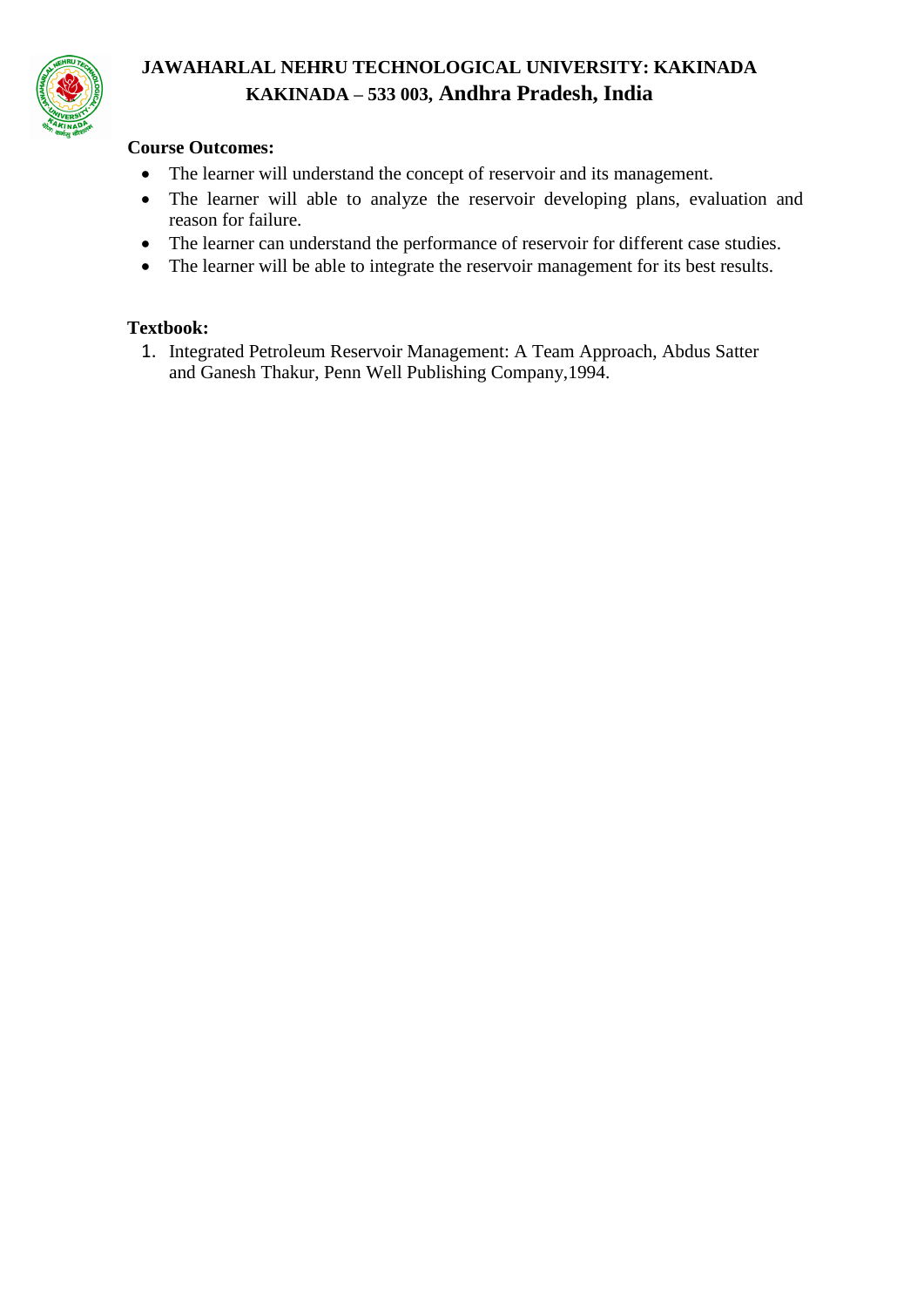**Course Outcomes:**

- The learner will understand the concept of reservoir and its management.
- The learner will able to analyze the reservoir developing plans, evaluation and reason for failure.
- The learner can understand the performance of reservoir for different case studies.
- The learner will be able to integrate the reservoir management for its best results.

**Textbook:**

1. Integrated Petroleum Reservoir Management: A Team Approach, Abdus Satter and Ganesh Thakur, Penn Well Publishing Company,1994.